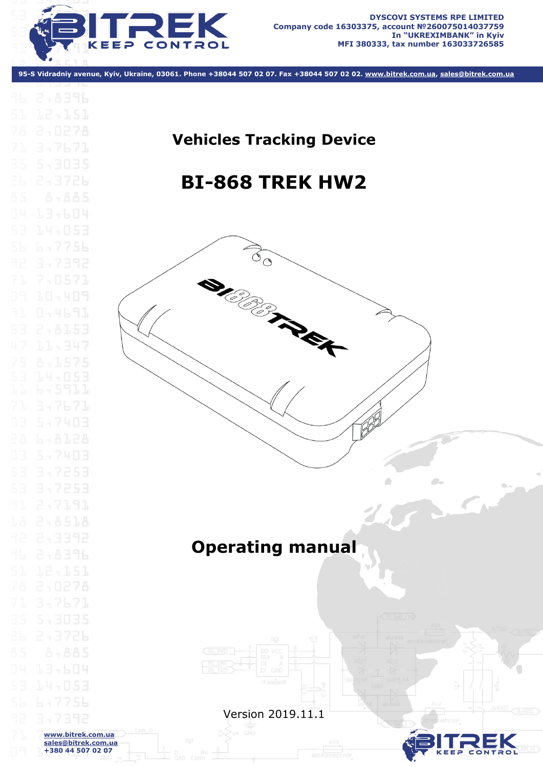DYSCOVI SYSTEMS RPE LIMITED
Company code 16303375, account №260075014037759
In "UKREXIMBANK" in Kyiv
MFI 380333, tax number 163033726585

95-S Vidradniy avenue, Kyiv, Ukraine, 03061. Phone +38044 507 02 07. Fax +38044 507 02 02. www.bitrek.com.ua, sales@bitrek.com.ua

## Vehicles Tracking Device

# BI-868 TREK HW2

## Operating manual

Version 2019.11.1

www.bitrek.com.ua
sales@bitrek.com.ua
+380 44 507 02 07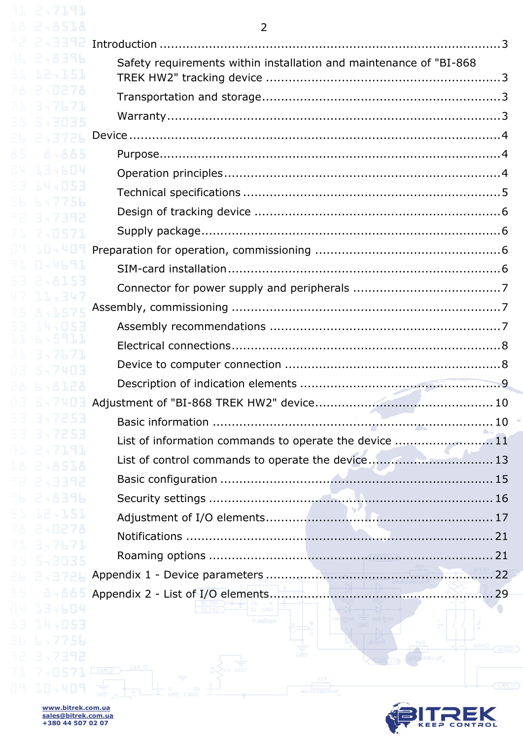Introduction ........................................................................ 3

- Safety requirements within installation and maintenance of "BI-868 TREK HW2" tracking device ........................................................ 3
- Transportation and storage ........................................................ 3
- Warranty ........................................................................ 3

Device ........................................................................ 4

- Purpose ........................................................................ 4
- Operation principles ........................................................ 4
- Technical specifications ........................................................ 5
- Design of tracking device ........................................................ 6
- Supply package ........................................................ 6

Preparation for operation, commissioning ........................................................ 6

- SIM-card installation ........................................................ 6
- Connector for power supply and peripherals ........................................................ 7

Assembly, commissioning ........................................................ 7

- Assembly recommendations ........................................................ 7
- Electrical connections ........................................................ 8
- Device to computer connection ........................................................ 8
- Description of indication elements ........................................................ 9

Adjustment of "BI-868 TREK HW2" device ........................................................ 10

- Basic information ........................................................ 10
- List of information commands to operate the device ........................................................ 11
- List of control commands to operate the device ........................................................ 13
- Basic configuration ........................................................ 15
- Security settings ........................................................ 16
- Adjustment of I/O elements ........................................................ 17
- Notifications ........................................................ 21
- Roaming options ........................................................ 21

Appendix 1 - Device parameters ........................................................ 22

Appendix 2 - List of I/O elements ........................................................ 29

www.bitrek.com.ua
sales@bitrek.com.ua
+380 44 507 02 07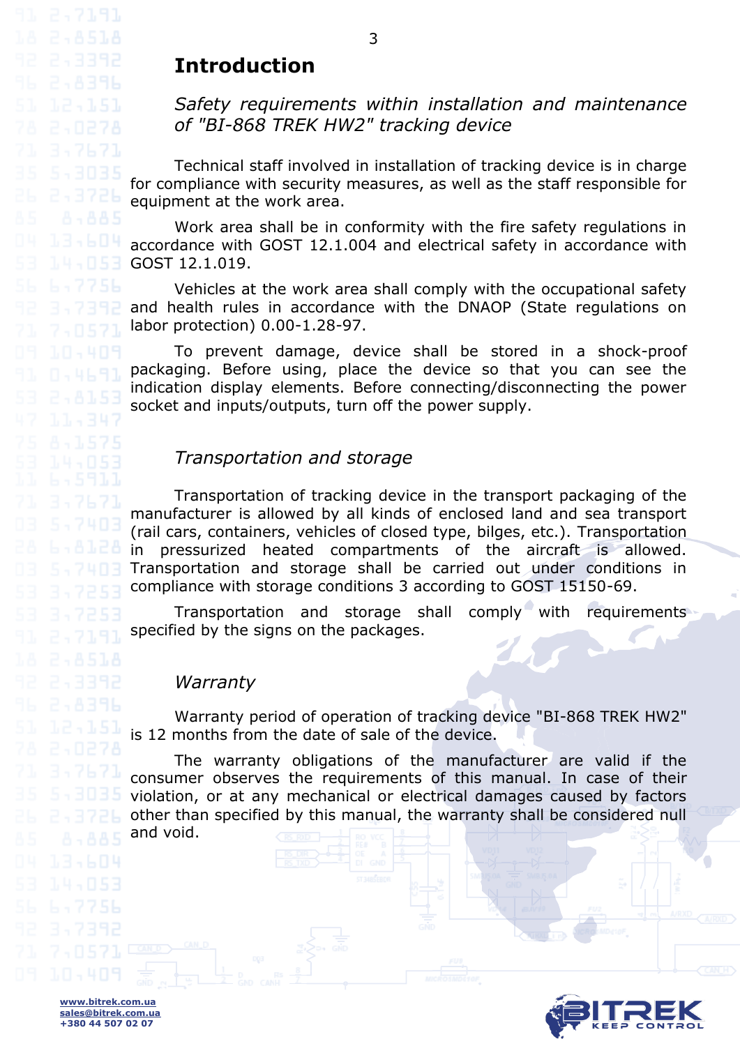# Introduction

*Safety requirements within installation and maintenance of "BI-868 TREK HW2" tracking device*

Technical staff involved in installation of tracking device is in charge for compliance with security measures, as well as the staff responsible for equipment at the work area.

Work area shall be in conformity with the fire safety regulations in accordance with GOST 12.1.004 and electrical safety in accordance with GOST 12.1.019.

Vehicles at the work area shall comply with the occupational safety and health rules in accordance with the DNAOP (State regulations on labor protection) 0.00-1.28-97.

To prevent damage, device shall be stored in a shock-proof packaging. Before using, place the device so that you can see the indication display elements. Before connecting/disconnecting the power socket and inputs/outputs, turn off the power supply.

## *Transportation and storage*

Transportation of tracking device in the transport packaging of the manufacturer is allowed by all kinds of enclosed land and sea transport (rail cars, containers, vehicles of closed type, bilges, etc.). Transportation in pressurized heated compartments of the aircraft is allowed. Transportation and storage shall be carried out under conditions in compliance with storage conditions 3 according to GOST 15150-69.

Transportation and storage shall comply with requirements specified by the signs on the packages.

## *Warranty*

Warranty period of operation of tracking device "BI-868 TREK HW2" is 12 months from the date of sale of the device.

The warranty obligations of the manufacturer are valid if the consumer observes the requirements of this manual. In case of their violation, or at any mechanical or electrical damages caused by factors other than specified by this manual, the warranty shall be considered null and void.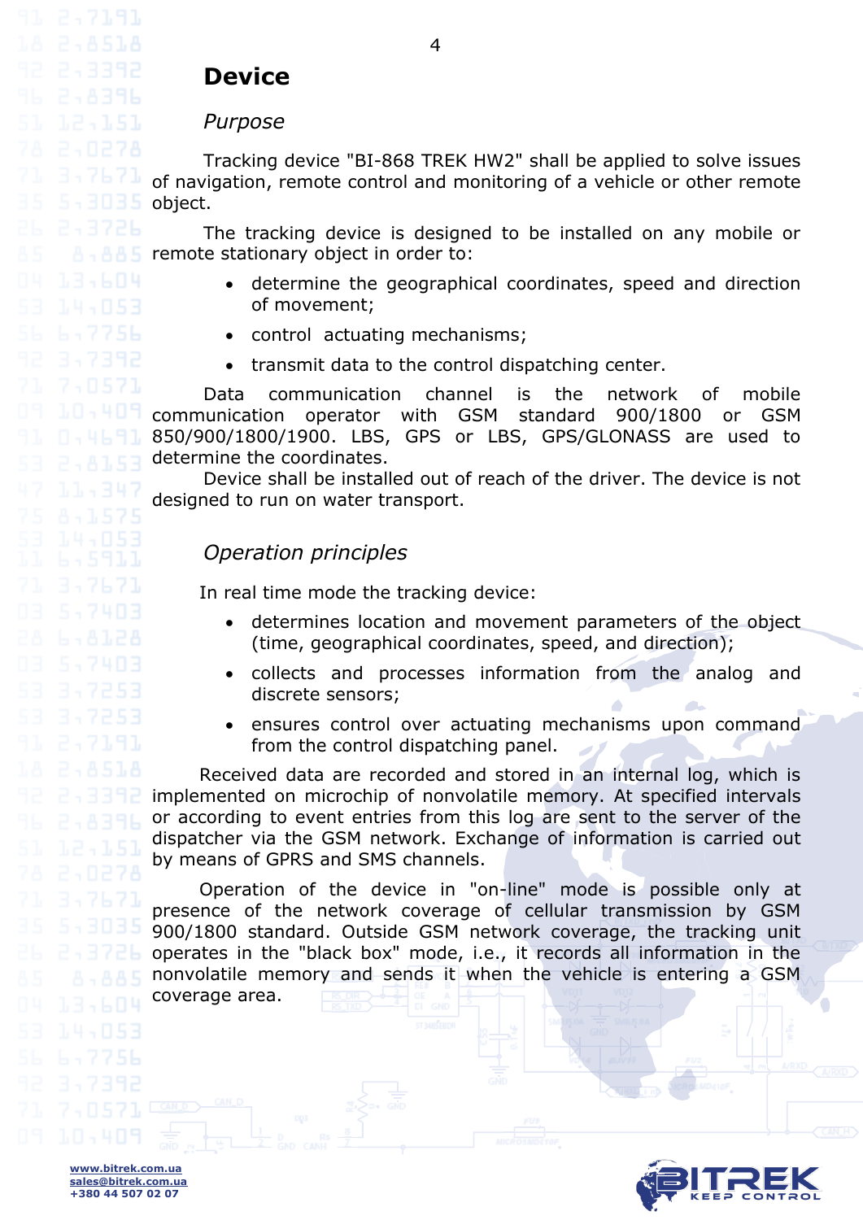# Device

## *Purpose*

Tracking device "BI-868 TREK HW2" shall be applied to solve issues of navigation, remote control and monitoring of a vehicle or other remote object.

The tracking device is designed to be installed on any mobile or remote stationary object in order to:

- determine the geographical coordinates, speed and direction of movement;
- control actuating mechanisms;
- transmit data to the control dispatching center.

Data communication channel is the network of mobile communication operator with GSM standard 900/1800 or GSM 850/900/1800/1900. LBS, GPS or LBS, GPS/GLONASS are used to determine the coordinates.

Device shall be installed out of reach of the driver. The device is not designed to run on water transport.

## *Operation principles*

In real time mode the tracking device:

- determines location and movement parameters of the object (time, geographical coordinates, speed, and direction);
- collects and processes information from the analog and discrete sensors;
- ensures control over actuating mechanisms upon command from the control dispatching panel.

Received data are recorded and stored in an internal log, which is implemented on microchip of nonvolatile memory. At specified intervals or according to event entries from this log are sent to the server of the dispatcher via the GSM network. Exchange of information is carried out by means of GPRS and SMS channels.

Operation of the device in "on-line" mode is possible only at presence of the network coverage of cellular transmission by GSM 900/1800 standard. Outside GSM network coverage, the tracking unit operates in the "black box" mode, i.e., it records all information in the nonvolatile memory and sends it when the vehicle is entering a GSM coverage area.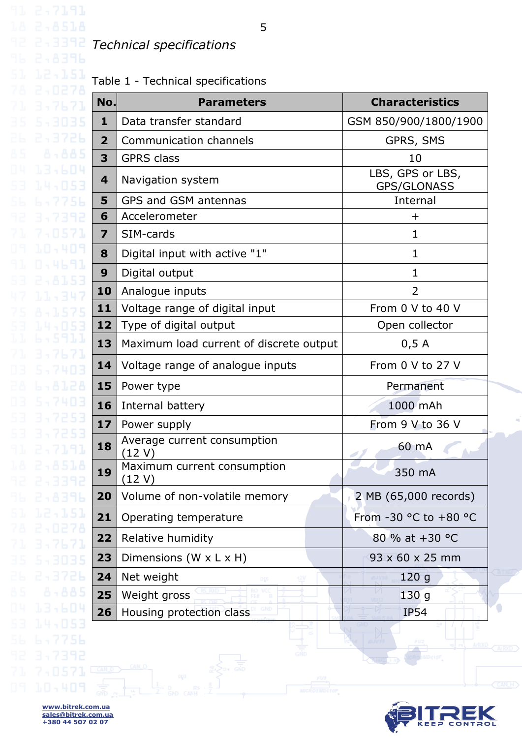*Technical specifications*

Table 1 - Technical specifications

| No. | Parameters | Characteristics |
|---|---|---|
| 1 | Data transfer standard | GSM 850/900/1800/1900 |
| 2 | Communication channels | GPRS, SMS |
| 3 | GPRS class | 10 |
| 4 | Navigation system | LBS, GPS or LBS, GPS/GLONASS |
| 5 | GPS and GSM antennas | Internal |
| 6 | Accelerometer | + |
| 7 | SIM-cards | 1 |
| 8 | Digital input with active "1" | 1 |
| 9 | Digital output | 1 |
| 10 | Analogue inputs | 2 |
| 11 | Voltage range of digital input | From 0 V to 40 V |
| 12 | Type of digital output | Open collector |
| 13 | Maximum load current of discrete output | 0,5 A |
| 14 | Voltage range of analogue inputs | From 0 V to 27 V |
| 15 | Power type | Permanent |
| 16 | Internal battery | 1000 mAh |
| 17 | Power supply | From 9 V to 36 V |
| 18 | Average current consumption (12 V) | 60 mA |
| 19 | Maximum current consumption (12 V) | 350 mA |
| 20 | Volume of non-volatile memory | 2 MB (65,000 records) |
| 21 | Operating temperature | From -30 °C to +80 °C |
| 22 | Relative humidity | 80 % at +30 °C |
| 23 | Dimensions (W x L x H) | 93 x 60 x 25 mm |
| 24 | Net weight | 120 g |
| 25 | Weight gross | 130 g |
| 26 | Housing protection class | IP54 |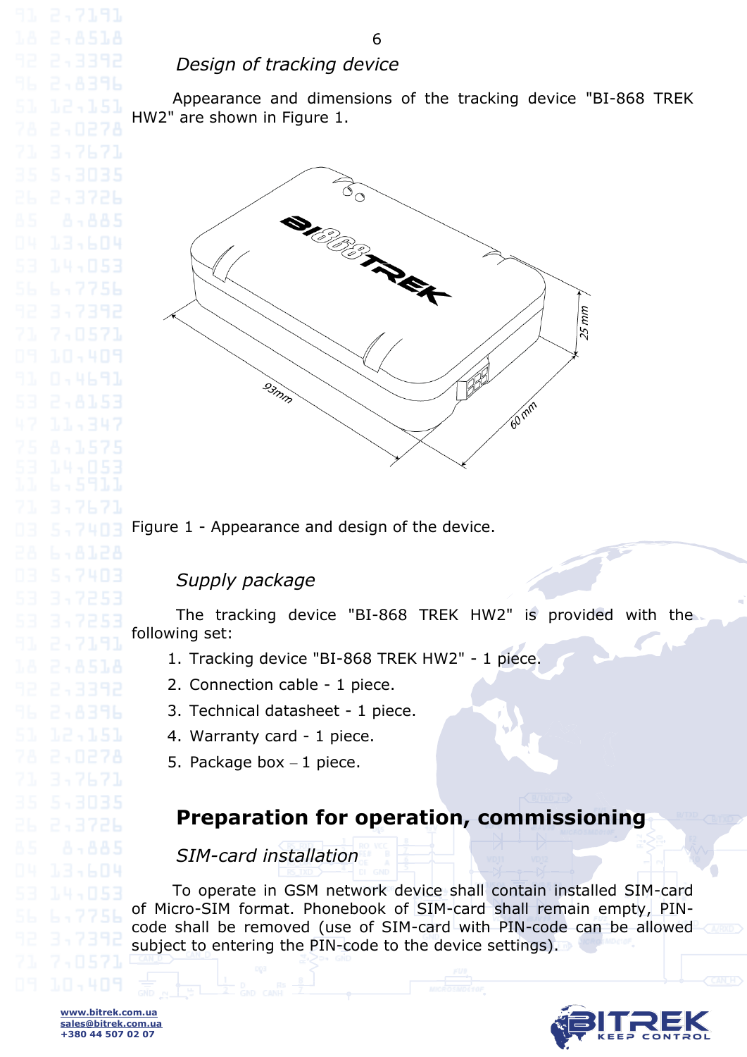*Design of tracking device*

Appearance and dimensions of the tracking device "BI-868 TREK HW2" are shown in Figure 1.

Figure 1 - Appearance and design of the device.

*Supply package*

The tracking device "BI-868 TREK HW2" is provided with the following set:

1. Tracking device "BI-868 TREK HW2" - 1 piece.
2. Connection cable - 1 piece.
3. Technical datasheet - 1 piece.
4. Warranty card - 1 piece.
5. Package box – 1 piece.

## Preparation for operation, commissioning

*SIM-card installation*

To operate in GSM network device shall contain installed SIM-card of Micro-SIM format. Phonebook of SIM-card shall remain empty, PIN-code shall be removed (use of SIM-card with PIN-code can be allowed subject to entering the PIN-code to the device settings).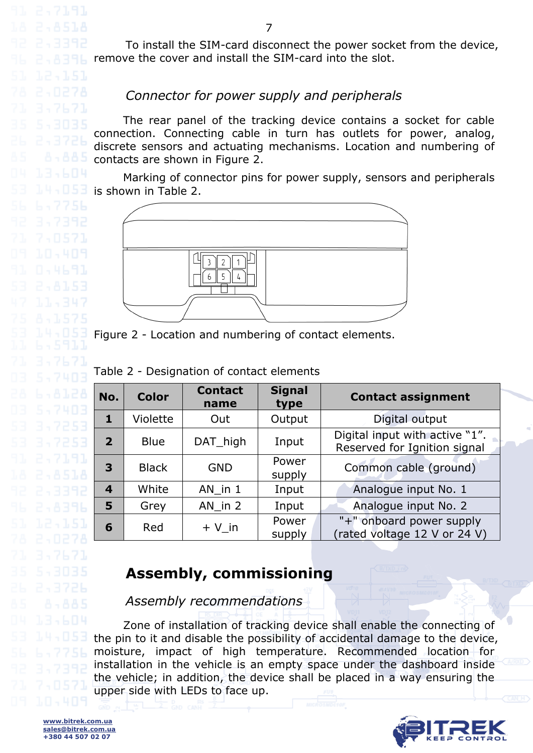To install the SIM-card disconnect the power socket from the device, remove the cover and install the SIM-card into the slot.

### *Connector for power supply and peripherals*

The rear panel of the tracking device contains a socket for cable connection. Connecting cable in turn has outlets for power, analog, discrete sensors and actuating mechanisms. Location and numbering of contacts are shown in Figure 2.

Marking of connector pins for power supply, sensors and peripherals is shown in Table 2.

Figure 2 - Location and numbering of contact elements.

Table 2 - Designation of contact elements

| No. | Color | Contact name | Signal type | Contact assignment |
|---|---|---|---|---|
| **1** | Violette | Out | Output | Digital output |
| **2** | Blue | DAT_high | Input | Digital input with active “1”. Reserved for Ignition signal |
| **3** | Black | GND | Power supply | Common cable (ground) |
| **4** | White | AN_in 1 | Input | Analogue input No. 1 |
| **5** | Grey | AN_in 2 | Input | Analogue input No. 2 |
| **6** | Red | + V_in | Power supply | "+" onboard power supply (rated voltage 12 V or 24 V) |

## Assembly, commissioning

### *Assembly recommendations*

Zone of installation of tracking device shall enable the connecting of the pin to it and disable the possibility of accidental damage to the device, moisture, impact of high temperature. Recommended location for installation in the vehicle is an empty space under the dashboard inside the vehicle; in addition, the device shall be placed in a way ensuring the upper side with LEDs to face up.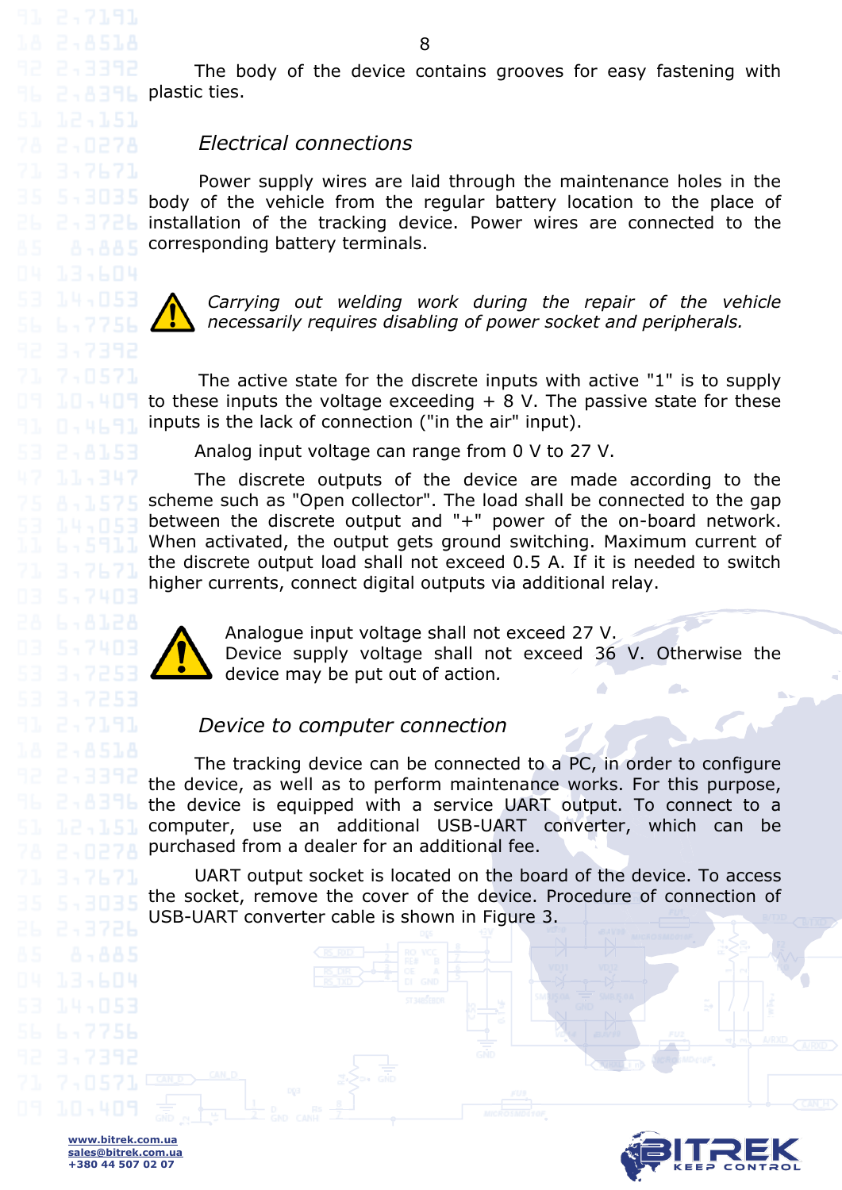The body of the device contains grooves for easy fastening with plastic ties.

## *Electrical connections*

Power supply wires are laid through the maintenance holes in the body of the vehicle from the regular battery location to the place of installation of the tracking device. Power wires are connected to the corresponding battery terminals.

*Carrying out welding work during the repair of the vehicle necessarily requires disabling of power socket and peripherals.*

The active state for the discrete inputs with active "1" is to supply to these inputs the voltage exceeding + 8 V. The passive state for these inputs is the lack of connection ("in the air" input).

Analog input voltage can range from 0 V to 27 V.

The discrete outputs of the device are made according to the scheme such as "Open collector". The load shall be connected to the gap between the discrete output and "+" power of the on-board network. When activated, the output gets ground switching. Maximum current of the discrete output load shall not exceed 0.5 A. If it is needed to switch higher currents, connect digital outputs via additional relay.

Analogue input voltage shall not exceed 27 V.
Device supply voltage shall not exceed 36 V. Otherwise the device may be put out of action.

## *Device to computer connection*

The tracking device can be connected to a PC, in order to configure the device, as well as to perform maintenance works. For this purpose, the device is equipped with a service UART output. To connect to a computer, use an additional USB-UART converter, which can be purchased from a dealer for an additional fee.

UART output socket is located on the board of the device. To access the socket, remove the cover of the device. Procedure of connection of USB-UART converter cable is shown in Figure 3.

www.bitrek.com.ua
sales@bitrek.com.ua
+380 44 507 02 07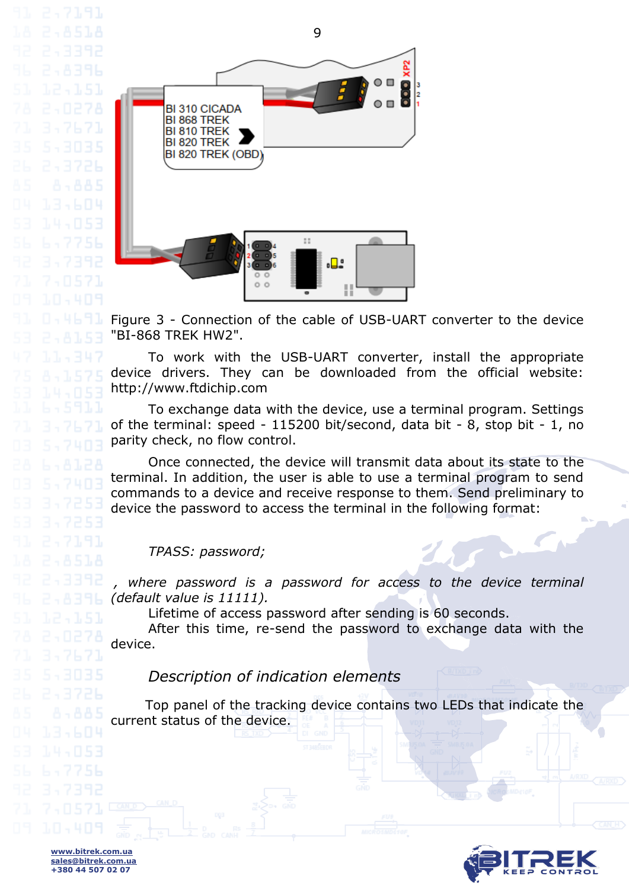Figure 3 - Connection of the cable of USB-UART converter to the device "BI-868 TREK HW2".

To work with the USB-UART converter, install the appropriate device drivers. They can be downloaded from the official website: http://www.ftdichip.com

To exchange data with the device, use a terminal program. Settings of the terminal: speed - 115200 bit/second, data bit - 8, stop bit - 1, no parity check, no flow control.

Once connected, the device will transmit data about its state to the terminal. In addition, the user is able to use a terminal program to send commands to a device and receive response to them. Send preliminary to device the password to access the terminal in the following format:

*TPASS: password;*

*, where password is a password for access to the device terminal (default value is 11111).*

Lifetime of access password after sending is 60 seconds.

After this time, re-send the password to exchange data with the device.

## *Description of indication elements*

Top panel of the tracking device contains two LEDs that indicate the current status of the device.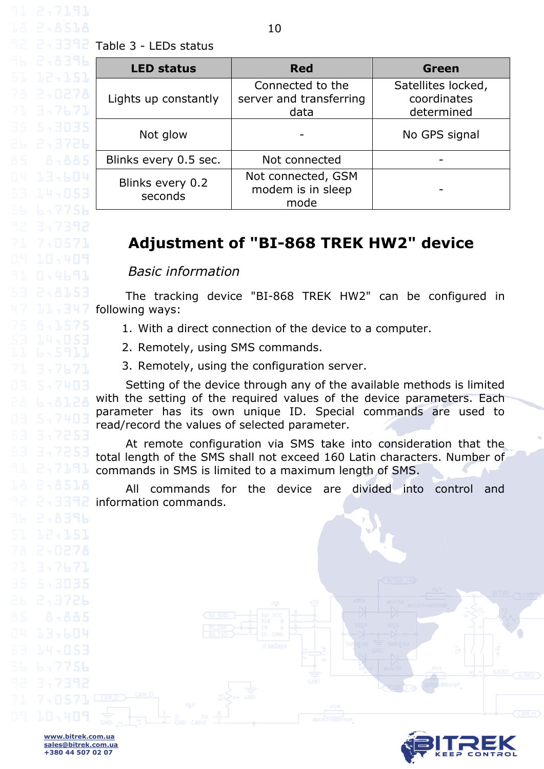Table 3 - LEDs status

| LED status | Red | Green |
|---|---|---|
| Lights up constantly | Connected to the server and transferring data | Satellites locked, coordinates determined |
| Not glow | - | No GPS signal |
| Blinks every 0.5 sec. | Not connected | - |
| Blinks every 0.2 seconds | Not connected, GSM modem is in sleep mode | - |

# Adjustment of "BI-868 TREK HW2" device

## *Basic information*

The tracking device "BI-868 TREK HW2" can be configured in following ways:

1. With a direct connection of the device to a computer.
2. Remotely, using SMS commands.
3. Remotely, using the configuration server.

Setting of the device through any of the available methods is limited with the setting of the required values of the device parameters. Each parameter has its own unique ID. Special commands are used to read/record the values of selected parameter.

At remote configuration via SMS take into consideration that the total length of the SMS shall not exceed 160 Latin characters. Number of commands in SMS is limited to a maximum length of SMS.

All commands for the device are divided into control and information commands.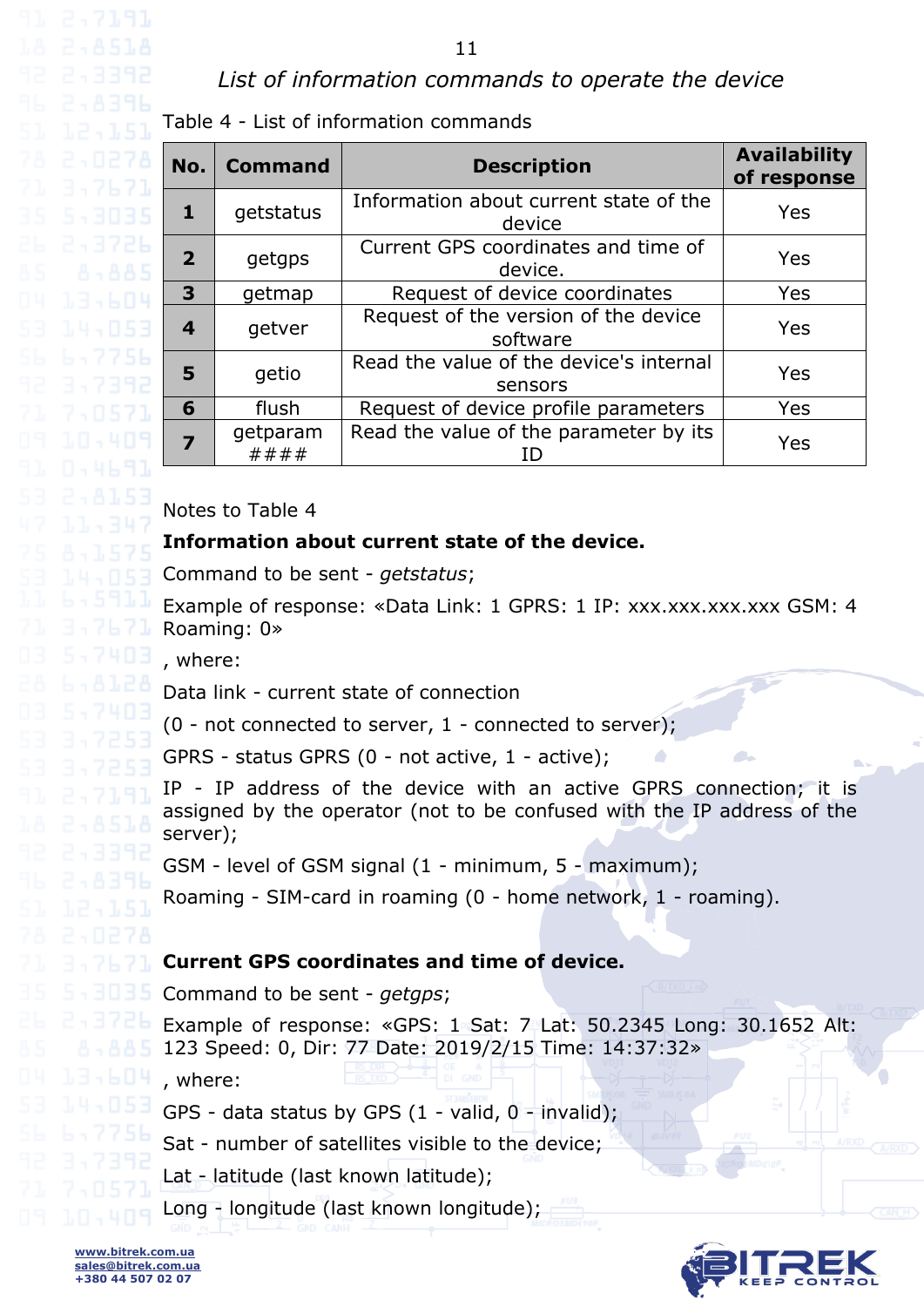## List of information commands to operate the device

Table 4 - List of information commands

| No. | Command | Description | Availability of response |
|---|---|---|---|
| **1** | getstatus | Information about current state of the device | Yes |
| **2** | getgps | Current GPS coordinates and time of device. | Yes |
| **3** | getmap | Request of device coordinates | Yes |
| **4** | getver | Request of the version of the device software | Yes |
| **5** | getio | Read the value of the device's internal sensors | Yes |
| **6** | flush | Request of device profile parameters | Yes |
| **7** | getparam #### | Read the value of the parameter by its ID | Yes |

Notes to Table 4

**Information about current state of the device.**

Command to be sent - *getstatus*;

Example of response: «Data Link: 1 GPRS: 1 IP: xxx.xxx.xxx.xxx GSM: 4 Roaming: 0»

, where:

Data link - current state of connection

(0 - not connected to server, 1 - connected to server);

GPRS - status GPRS (0 - not active, 1 - active);

IP - IP address of the device with an active GPRS connection; it is assigned by the operator (not to be confused with the IP address of the server);

GSM - level of GSM signal (1 - minimum, 5 - maximum);

Roaming - SIM-card in roaming (0 - home network, 1 - roaming).

**Current GPS coordinates and time of device.**

Command to be sent - *getgps*;

Example of response: «GPS: 1 Sat: 7 Lat: 50.2345 Long: 30.1652 Alt: 123 Speed: 0, Dir: 77 Date: 2019/2/15 Time: 14:37:32»

, where:

GPS - data status by GPS (1 - valid, 0 - invalid);

Sat - number of satellites visible to the device;

Lat - latitude (last known latitude);

Long - longitude (last known longitude);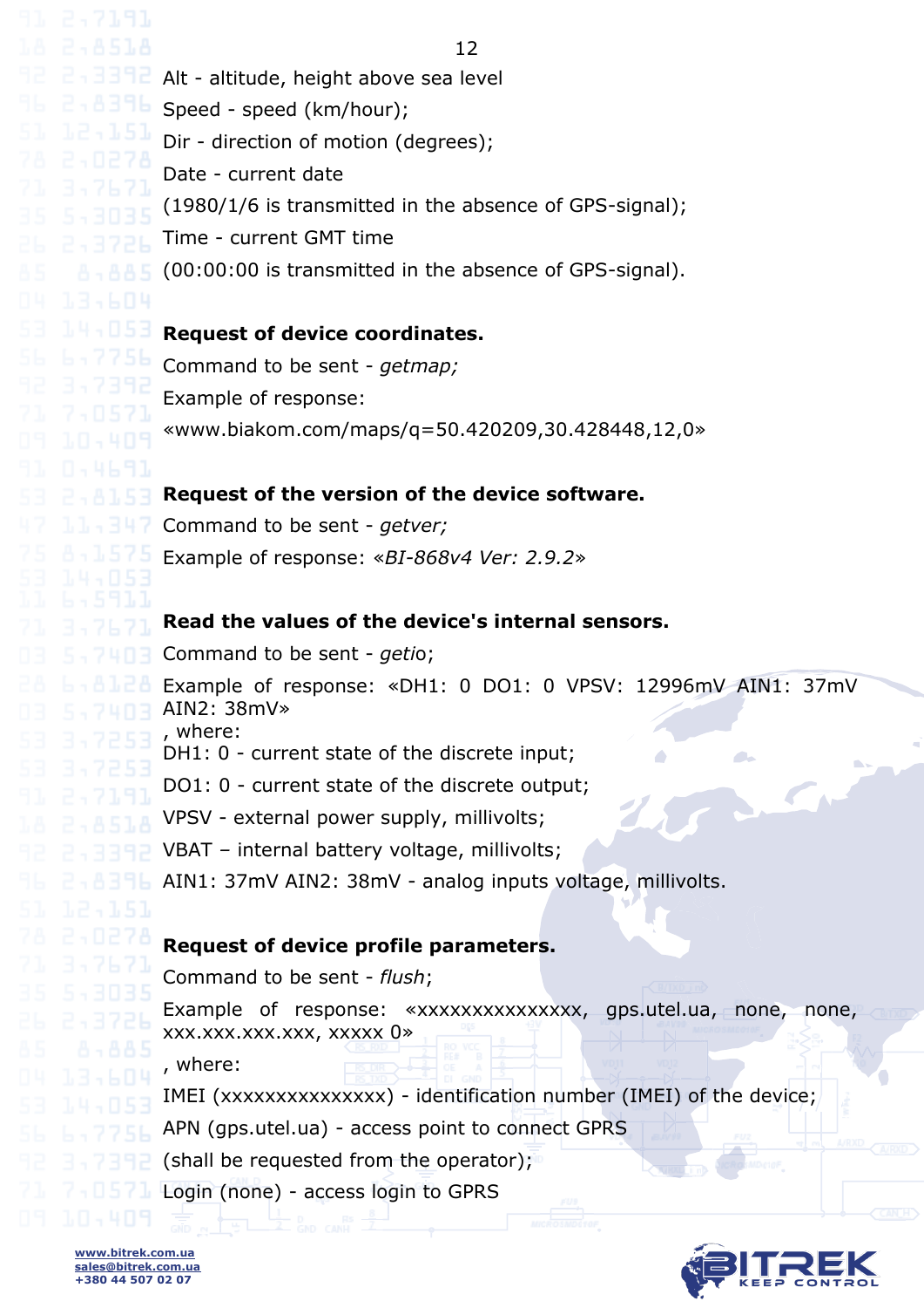Alt - altitude, height above sea level

Speed - speed (km/hour);

Dir - direction of motion (degrees);

Date - current date

(1980/1/6 is transmitted in the absence of GPS-signal);

Time - current GMT time

(00:00:00 is transmitted in the absence of GPS-signal).

**Request of device coordinates.**

Command to be sent - *getmap;*

Example of response:

«www.biakom.com/maps/q=50.420209,30.428448,12,0»

**Request of the version of the device software.**

Command to be sent - *getver;*

Example of response: *«BI-868v4 Ver: 2.9.2»*

**Read the values of the device's internal sensors.**

Command to be sent - *geti*o;

Example of response: «DH1: 0 DO1: 0 VPSV: 12996mV AIN1: 37mV AIN2: 38mV»

, where:

DH1: 0 - current state of the discrete input;

DO1: 0 - current state of the discrete output;

VPSV - external power supply, millivolts;

VBAT – internal battery voltage, millivolts;

AIN1: 37mV AIN2: 38mV - analog inputs voltage, millivolts.

**Request of device profile parameters.**

Command to be sent - *flush*;

Example of response: «xxxxxxxxxxxxxxx, gps.utel.ua, none, none, xxx.xxx.xxx.xxx, xxxxx 0»

, where:

IMEI (xxxxxxxxxxxxxxx) - identification number (IMEI) of the device;

APN (gps.utel.ua) - access point to connect GPRS

(shall be requested from the operator);

Login (none) - access login to GPRS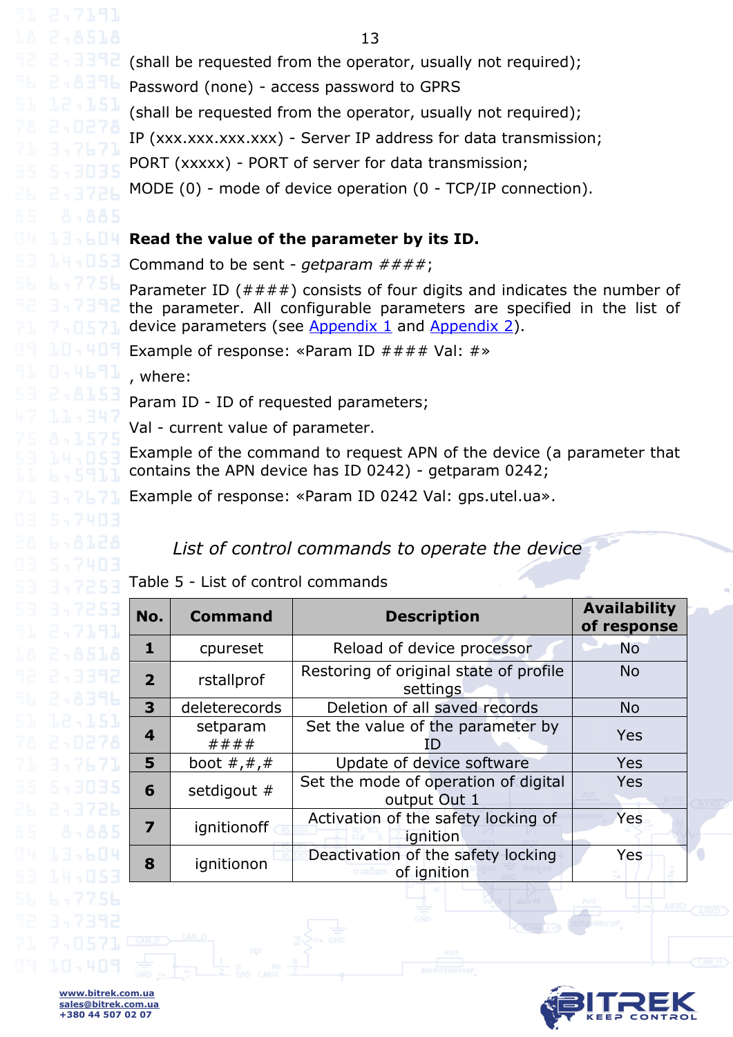(shall be requested from the operator, usually not required);

Password (none) - access password to GPRS

(shall be requested from the operator, usually not required);

IP (xxx.xxx.xxx.xxx) - Server IP address for data transmission;

PORT (xxxxx) - PORT of server for data transmission;

MODE (0) - mode of device operation (0 - TCP/IP connection).

**Read the value of the parameter by its ID.**

Command to be sent - *getparam ####*;

Parameter ID (####) consists of four digits and indicates the number of the parameter. All configurable parameters are specified in the list of device parameters (see Appendix 1 and Appendix 2).

Example of response: «Param ID #### Val: #»

, where:

Param ID - ID of requested parameters;

Val - current value of parameter.

Example of the command to request APN of the device (a parameter that contains the APN device has ID 0242) - getparam 0242;

Example of response: «Param ID 0242 Val: gps.utel.ua».

## *List of control commands to operate the device*

Table 5 - List of control commands

| No. | Command | Description | Availability of response |
|---|---|---|---|
| **1** | cpureset | Reload of device processor | No |
| **2** | rstallprof | Restoring of original state of profile settings | No |
| **3** | deleterecords | Deletion of all saved records | No |
| **4** | setparam #### | Set the value of the parameter by ID | Yes |
| **5** | boot #,#,# | Update of device software | Yes |
| **6** | setdigout # | Set the mode of operation of digital output Out 1 | Yes |
| **7** | ignitionoff | Activation of the safety locking of ignition | Yes |
| **8** | ignitionon | Deactivation of the safety locking of ignition | Yes |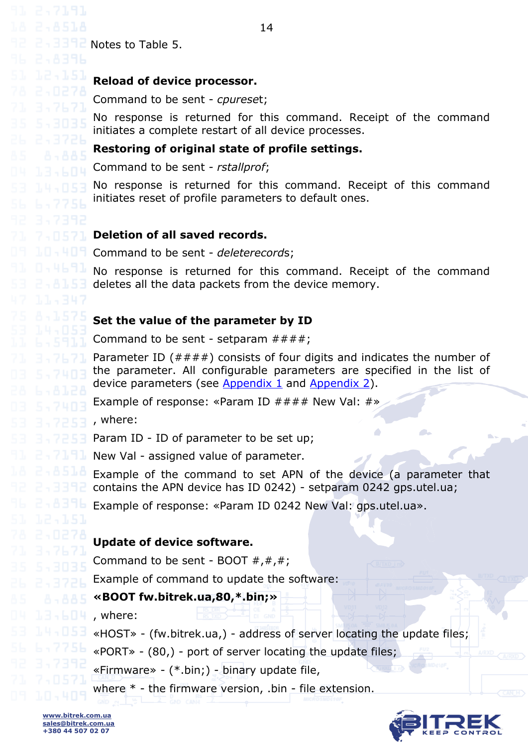Notes to Table 5.

**Reload of device processor.**

Command to be sent - *cpureset*;

No response is returned for this command. Receipt of the command initiates a complete restart of all device processes.

**Restoring of original state of profile settings.**

Command to be sent - *rstallprof*;

No response is returned for this command. Receipt of this command initiates reset of profile parameters to default ones.

**Deletion of all saved records.**

Command to be sent - *deleterecords*;

No response is returned for this command. Receipt of the command deletes all the data packets from the device memory.

**Set the value of the parameter by ID**

Command to be sent - setparam ####;

Parameter ID (####) consists of four digits and indicates the number of the parameter. All configurable parameters are specified in the list of device parameters (see Appendix 1 and Appendix 2).

Example of response: «Param ID #### New Val: #»

, where:

Param ID - ID of parameter to be set up;

New Val - assigned value of parameter.

Example of the command to set APN of the device (a parameter that contains the APN device has ID 0242) - setparam 0242 gps.utel.ua;

Example of response: «Param ID 0242 New Val: gps.utel.ua».

**Update of device software.**

Command to be sent - BOOT #,#,#;

Example of command to update the software:

**«BOOT fw.bitrek.ua,80,*.bin;»**

, where:

«HOST» - (fw.bitrek.ua,) - address of server locating the update files;

«PORT» - (80,) - port of server locating the update files;

«Firmware» - (*.bin;) - binary update file,

where * - the firmware version, .bin - file extension.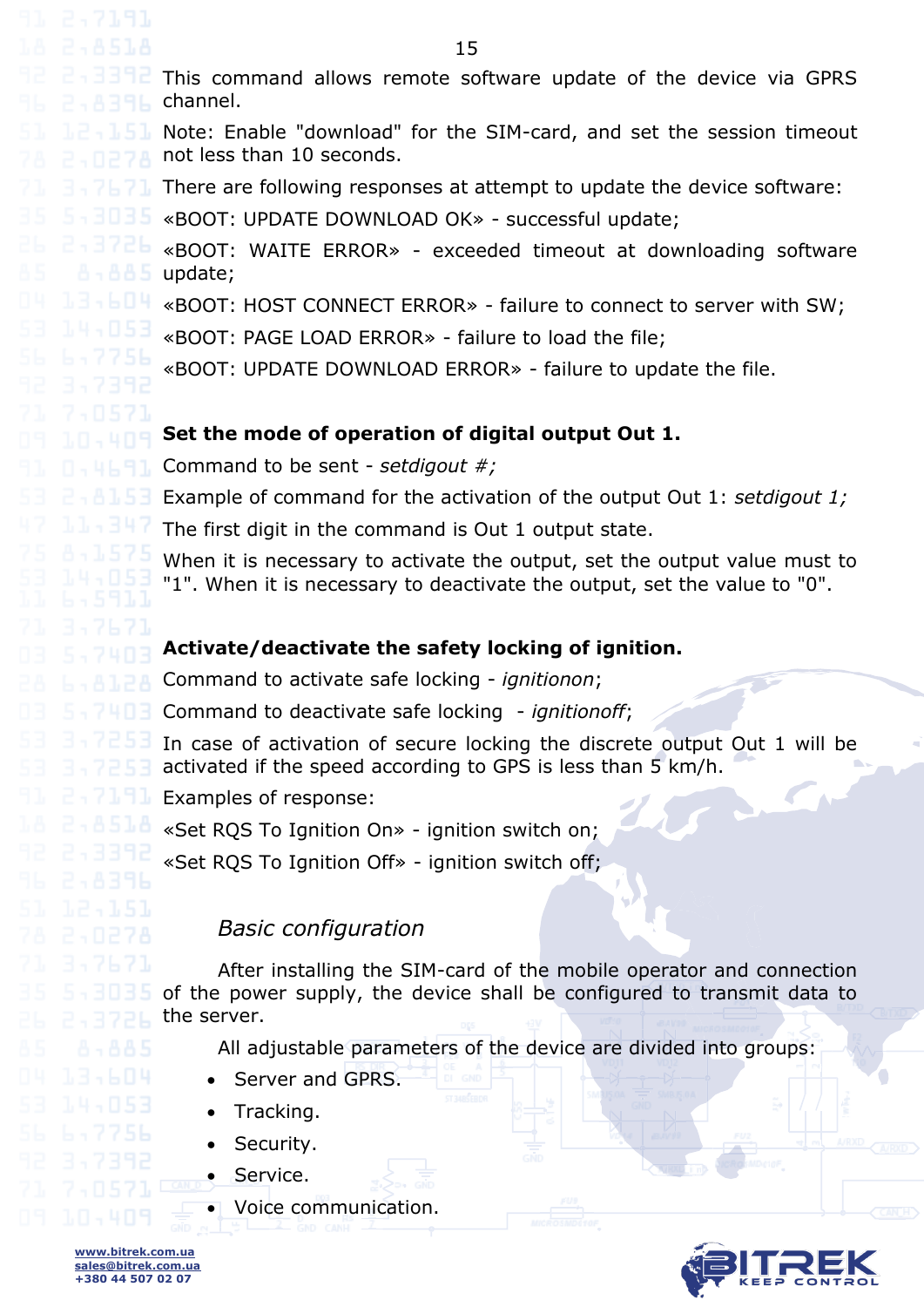This command allows remote software update of the device via GPRS channel.

Note: Enable "download" for the SIM-card, and set the session timeout not less than 10 seconds.

There are following responses at attempt to update the device software:

«BOOT: UPDATE DOWNLOAD OK» - successful update;

«BOOT: WAITE ERROR» - exceeded timeout at downloading software update;

«BOOT: HOST CONNECT ERROR» - failure to connect to server with SW;

«BOOT: PAGE LOAD ERROR» - failure to load the file;

«BOOT: UPDATE DOWNLOAD ERROR» - failure to update the file.

**Set the mode of operation of digital output Out 1.**

Command to be sent - *setdigout #;*

Example of command for the activation of the output Out 1: *setdigout 1;*

The first digit in the command is Out 1 output state.

When it is necessary to activate the output, set the output value must to "1". When it is necessary to deactivate the output, set the value to "0".

**Activate/deactivate the safety locking of ignition.**

Command to activate safe locking - *ignitionon*;

Command to deactivate safe locking - *ignitionoff*;

In case of activation of secure locking the discrete output Out 1 will be activated if the speed according to GPS is less than 5 km/h.

Examples of response:

«Set RQS To Ignition On» - ignition switch on;

«Set RQS To Ignition Off» - ignition switch off;

## *Basic configuration*

After installing the SIM-card of the mobile operator and connection of the power supply, the device shall be configured to transmit data to the server.

All adjustable parameters of the device are divided into groups:

- Server and GPRS.
- Tracking.
- Security.
- Service.
- Voice communication.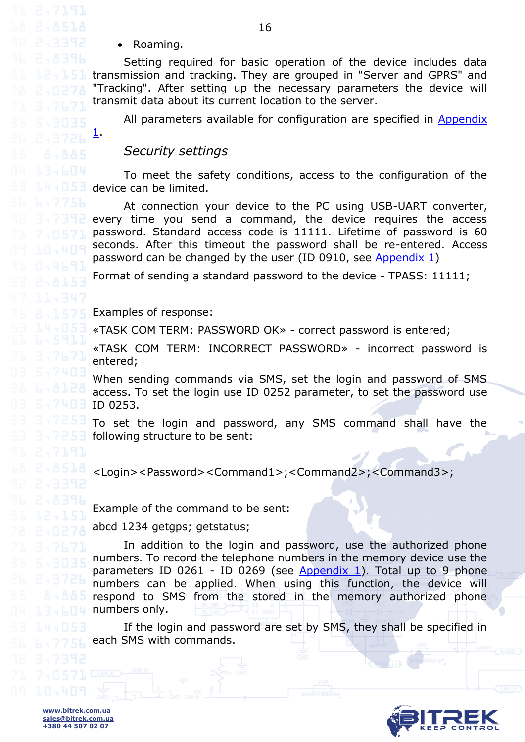- Roaming.

Setting required for basic operation of the device includes data transmission and tracking. They are grouped in "Server and GPRS" and "Tracking". After setting up the necessary parameters the device will transmit data about its current location to the server.

All parameters available for configuration are specified in Appendix 1.

### *Security settings*

To meet the safety conditions, access to the configuration of the device can be limited.

At connection your device to the PC using USB-UART converter, every time you send a command, the device requires the access password. Standard access code is 11111. Lifetime of password is 60 seconds. After this timeout the password shall be re-entered. Access password can be changed by the user (ID 0910, see Appendix 1)

Format of sending a standard password to the device - TPASS: 11111;

Examples of response:

«TASK COM TERM: PASSWORD OK» - correct password is entered;

«TASK COM TERM: INCORRECT PASSWORD» - incorrect password is entered;

When sending commands via SMS, set the login and password of SMS access. To set the login use ID 0252 parameter, to set the password use ID 0253.

To set the login and password, any SMS command shall have the following structure to be sent:

<Login><Password><Command1>;<Command2>;<Command3>;

Example of the command to be sent:

abcd 1234 getgps; getstatus;

In addition to the login and password, use the authorized phone numbers. To record the telephone numbers in the memory device use the parameters ID 0261 - ID 0269 (see Appendix 1). Total up to 9 phone numbers can be applied. When using this function, the device will respond to SMS from the stored in the memory authorized phone numbers only.

If the login and password are set by SMS, they shall be specified in each SMS with commands.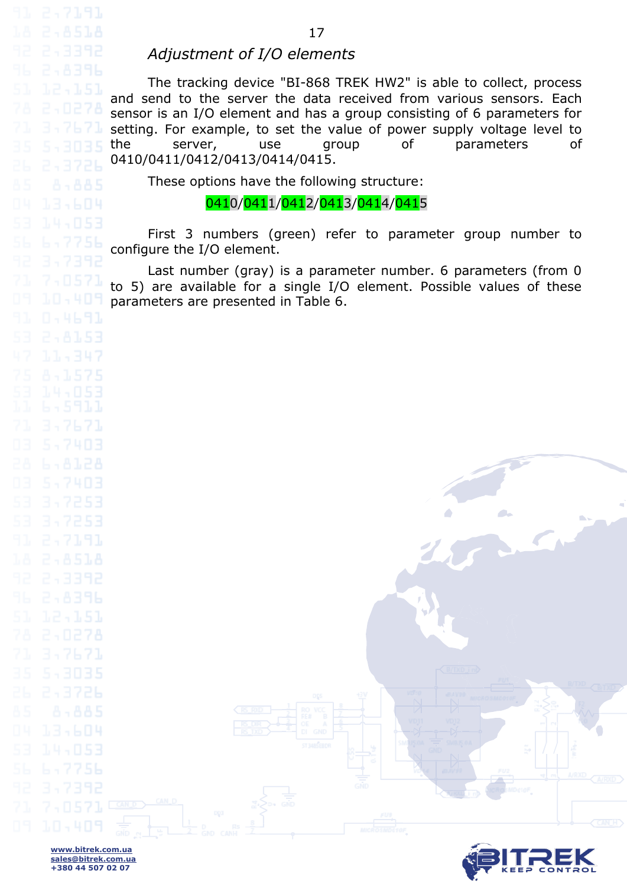## *Adjustment of I/O elements*

The tracking device "BI-868 TREK HW2" is able to collect, process and send to the server the data received from various sensors. Each sensor is an I/O element and has a group consisting of 6 parameters for setting. For example, to set the value of power supply voltage level to the server, use group of parameters of 0410/0411/0412/0413/0414/0415.

These options have the following structure:

0410/0411/0412/0413/0414/0415

First 3 numbers (green) refer to parameter group number to configure the I/O element.

Last number (gray) is a parameter number. 6 parameters (from 0 to 5) are available for a single I/O element. Possible values of these parameters are presented in Table 6.

www.bitrek.com.ua
sales@bitrek.com.ua
+380 44 507 02 07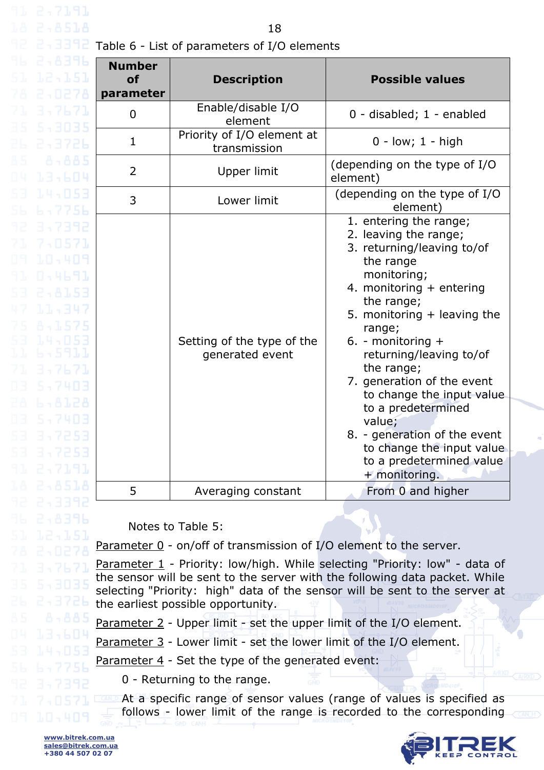Table 6 - List of parameters of I/O elements

| Number of parameter | Description | Possible values |
|---|---|---|
| 0 | Enable/disable I/O element | 0 - disabled; 1 - enabled |
| 1 | Priority of I/O element at transmission | 0 - low; 1 - high |
| 2 | Upper limit | (depending on the type of I/O element) |
| 3 | Lower limit | (depending on the type of I/O element) |
| | Setting of the type of the generated event | 1. entering the range; 2. leaving the range; 3. returning/leaving to/of the range monitoring; 4. monitoring + entering the range; 5. monitoring + leaving the range; 6. - monitoring + returning/leaving to/of the range; 7. generation of the event to change the input value to a predetermined value; 8. - generation of the event to change the input value to a predetermined value + monitoring. |
| 5 | Averaging constant | From 0 and higher |

Notes to Table 5:

Parameter 0 - on/off of transmission of I/O element to the server.

Parameter 1 - Priority: low/high. While selecting "Priority: low" - data of the sensor will be sent to the server with the following data packet. While selecting "Priority: high" data of the sensor will be sent to the server at the earliest possible opportunity.

Parameter 2 - Upper limit - set the upper limit of the I/O element.

Parameter 3 - Lower limit - set the lower limit of the I/O element.

Parameter 4 - Set the type of the generated event:

0 - Returning to the range.

At a specific range of sensor values (range of values is specified as follows - lower limit of the range is recorded to the corresponding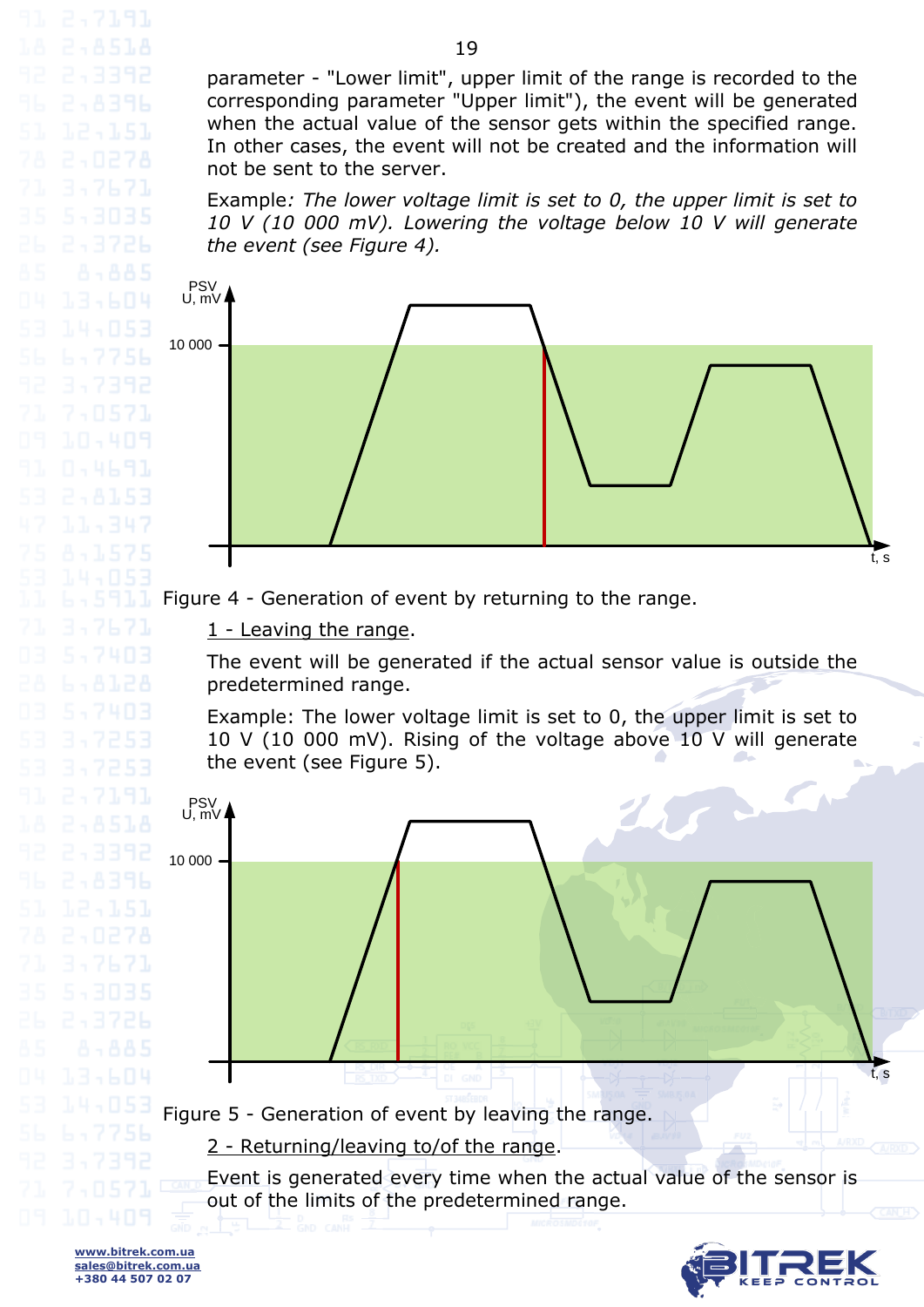parameter - "Lower limit", upper limit of the range is recorded to the corresponding parameter "Upper limit"), the event will be generated when the actual value of the sensor gets within the specified range. In other cases, the event will not be created and the information will not be sent to the server.

Example*: The lower voltage limit is set to 0, the upper limit is set to 10 V (10 000 mV). Lowering the voltage below 10 V will generate the event (see Figure 4).*

Figure 4 - Generation of event by returning to the range.

1 - Leaving the range.

The event will be generated if the actual sensor value is outside the predetermined range.

Example: The lower voltage limit is set to 0, the upper limit is set to 10 V (10 000 mV). Rising of the voltage above 10 V will generate the event (see Figure 5).

Figure 5 - Generation of event by leaving the range.

2 - Returning/leaving to/of the range.

Event is generated every time when the actual value of the sensor is out of the limits of the predetermined range.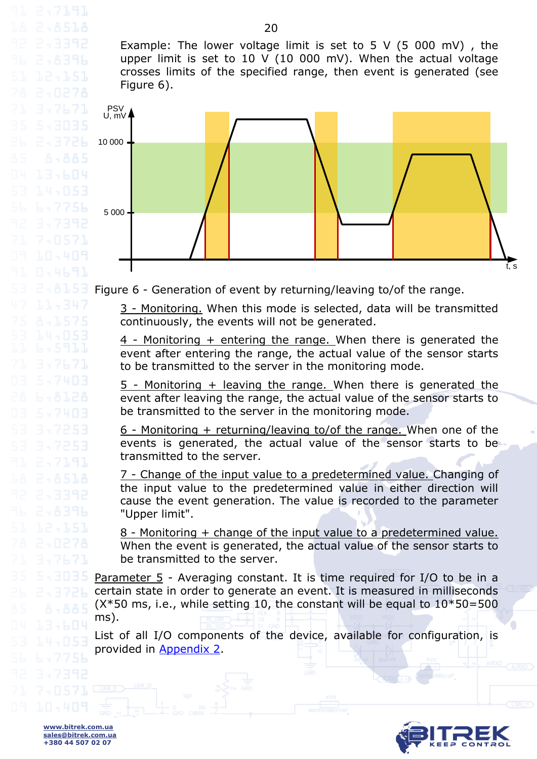Example: The lower voltage limit is set to 5 V (5 000 mV) , the upper limit is set to 10 V (10 000 mV). When the actual voltage crosses limits of the specified range, then event is generated (see Figure 6).

Figure 6 - Generation of event by returning/leaving to/of the range.

3 - Monitoring. When this mode is selected, data will be transmitted continuously, the events will not be generated.

4 - Monitoring + entering the range. When there is generated the event after entering the range, the actual value of the sensor starts to be transmitted to the server in the monitoring mode.

5 - Monitoring + leaving the range. When there is generated the event after leaving the range, the actual value of the sensor starts to be transmitted to the server in the monitoring mode.

6 - Monitoring + returning/leaving to/of the range. When one of the events is generated, the actual value of the sensor starts to be transmitted to the server.

7 - Change of the input value to a predetermined value. Changing of the input value to the predetermined value in either direction will cause the event generation. The value is recorded to the parameter "Upper limit".

8 - Monitoring + change of the input value to a predetermined value. When the event is generated, the actual value of the sensor starts to be transmitted to the server.

Parameter 5 - Averaging constant. It is time required for I/O to be in a certain state in order to generate an event. It is measured in milliseconds (X*50 ms, i.e., while setting 10, the constant will be equal to 10*50=500 ms).

List of all I/O components of the device, available for configuration, is provided in Appendix 2.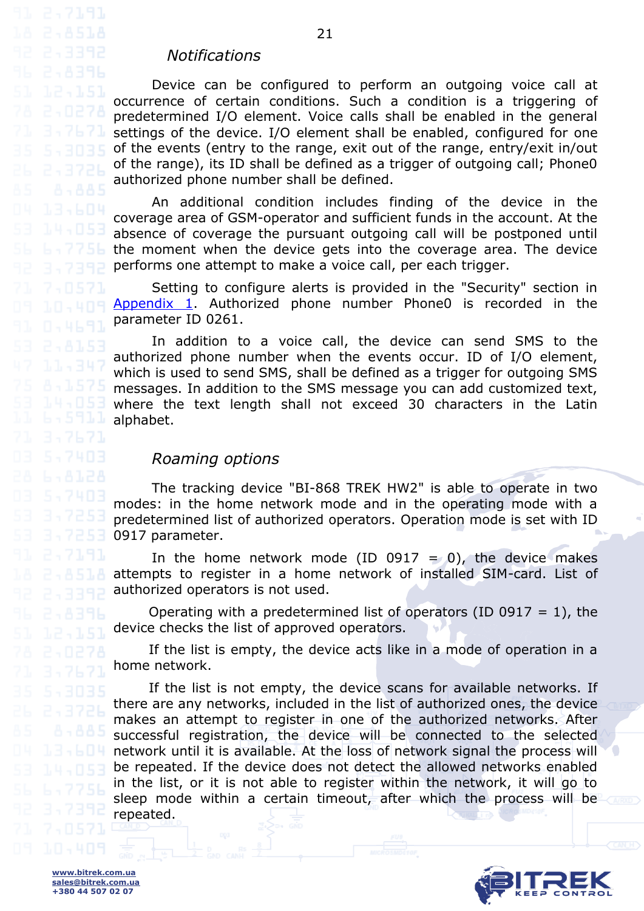### *Notifications*

Device can be configured to perform an outgoing voice call at occurrence of certain conditions. Such a condition is a triggering of predetermined I/O element. Voice calls shall be enabled in the general settings of the device. I/O element shall be enabled, configured for one of the events (entry to the range, exit out of the range, entry/exit in/out of the range), its ID shall be defined as a trigger of outgoing call; Phone0 authorized phone number shall be defined.

An additional condition includes finding of the device in the coverage area of GSM-operator and sufficient funds in the account. At the absence of coverage the pursuant outgoing call will be postponed until the moment when the device gets into the coverage area. The device performs one attempt to make a voice call, per each trigger.

Setting to configure alerts is provided in the "Security" section in Appendix 1. Authorized phone number Phone0 is recorded in the parameter ID 0261.

In addition to a voice call, the device can send SMS to the authorized phone number when the events occur. ID of I/O element, which is used to send SMS, shall be defined as a trigger for outgoing SMS messages. In addition to the SMS message you can add customized text, where the text length shall not exceed 30 characters in the Latin alphabet.

### *Roaming options*

The tracking device "BI-868 TREK HW2" is able to operate in two modes: in the home network mode and in the operating mode with a predetermined list of authorized operators. Operation mode is set with ID 0917 parameter.

In the home network mode (ID 0917 = 0), the device makes attempts to register in a home network of installed SIM-card. List of authorized operators is not used.

Operating with a predetermined list of operators (ID 0917 = 1), the device checks the list of approved operators.

If the list is empty, the device acts like in a mode of operation in a home network.

If the list is not empty, the device scans for available networks. If there are any networks, included in the list of authorized ones, the device makes an attempt to register in one of the authorized networks. After successful registration, the device will be connected to the selected network until it is available. At the loss of network signal the process will be repeated. If the device does not detect the allowed networks enabled in the list, or it is not able to register within the network, it will go to sleep mode within a certain timeout, after which the process will be repeated.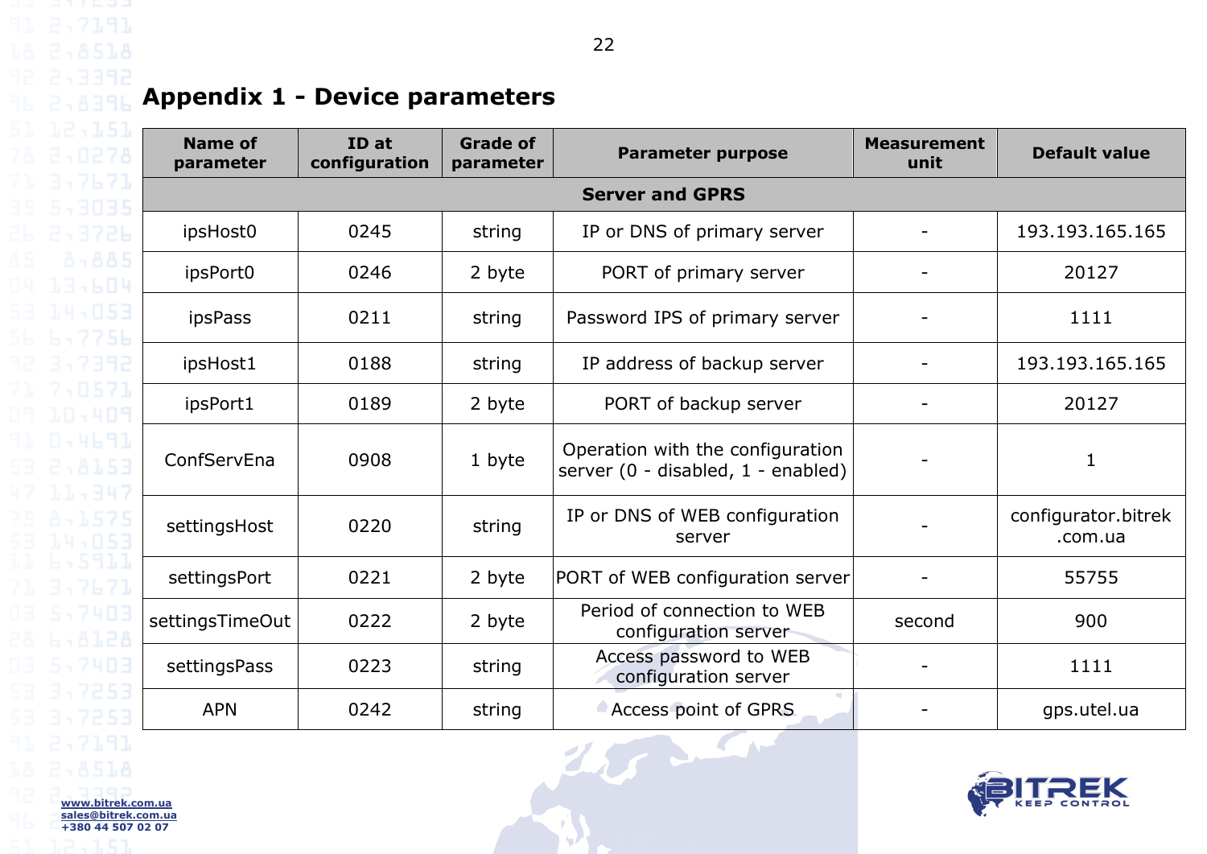# Appendix 1 - Device parameters

| Name of parameter | ID at configuration | Grade of parameter | Parameter purpose | Measurement unit | Default value |
|---|---|---|---|---|---|
| **Server and GPRS** | | | | | |
| ipsHost0 | 0245 | string | IP or DNS of primary server | - | 193.193.165.165 |
| ipsPort0 | 0246 | 2 byte | PORT of primary server | - | 20127 |
| ipsPass | 0211 | string | Password IPS of primary server | - | 1111 |
| ipsHost1 | 0188 | string | IP address of backup server | - | 193.193.165.165 |
| ipsPort1 | 0189 | 2 byte | PORT of backup server | - | 20127 |
| ConfServEna | 0908 | 1 byte | Operation with the configuration server (0 - disabled, 1 - enabled) | - | 1 |
| settingsHost | 0220 | string | IP or DNS of WEB configuration server | - | configurator.bitrek.com.ua |
| settingsPort | 0221 | 2 byte | PORT of WEB configuration server | - | 55755 |
| settingsTimeOut | 0222 | 2 byte | Period of connection to WEB configuration server | second | 900 |
| settingsPass | 0223 | string | Access password to WEB configuration server | - | 1111 |
| APN | 0242 | string | Access point of GPRS | - | gps.utel.ua |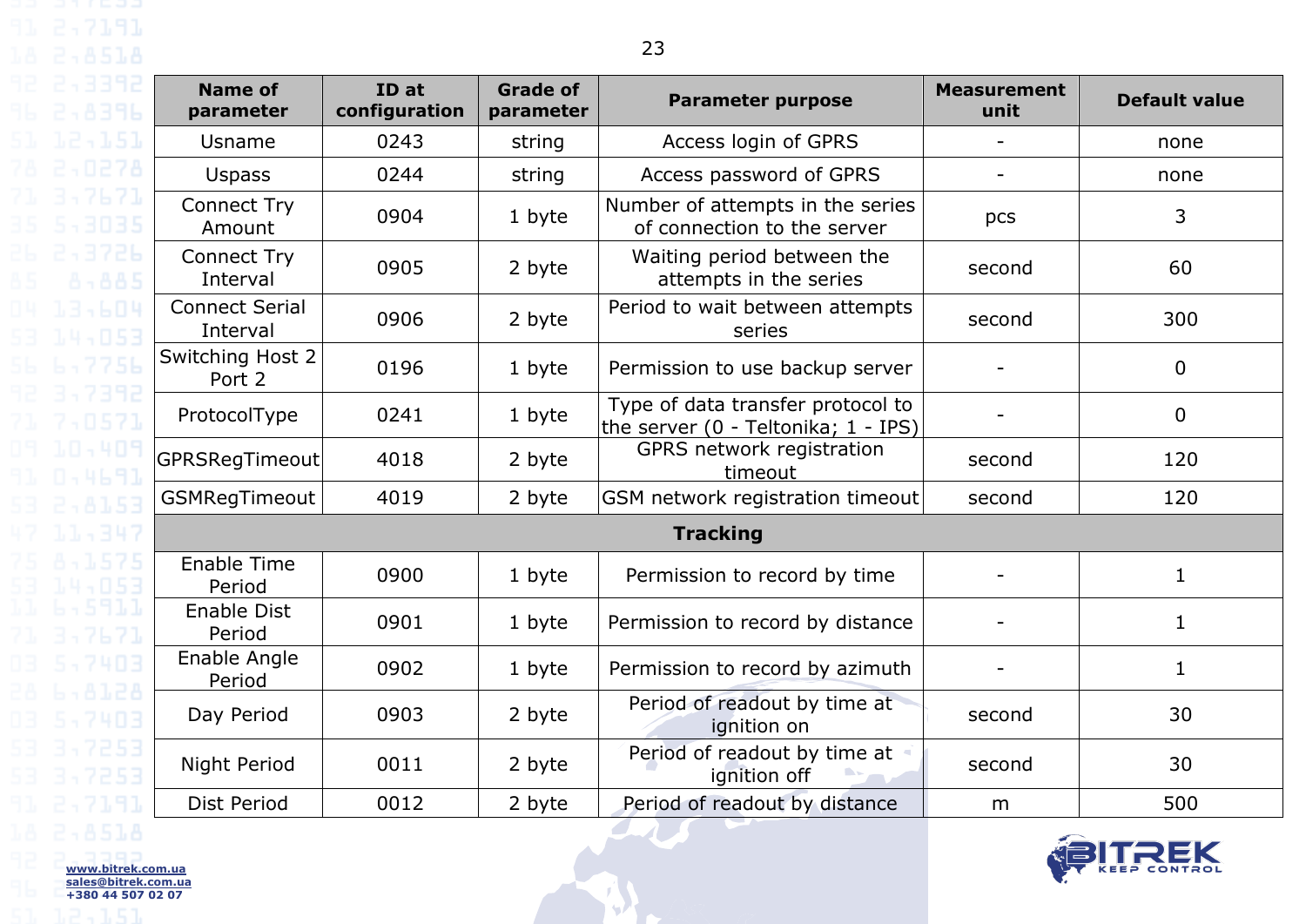| Name of parameter | ID at configuration | Grade of parameter | Parameter purpose | Measurement unit | Default value |
|---|---|---|---|---|---|
| Usname | 0243 | string | Access login of GPRS | - | none |
| Uspass | 0244 | string | Access password of GPRS | - | none |
| Connect Try Amount | 0904 | 1 byte | Number of attempts in the series of connection to the server | pcs | 3 |
| Connect Try Interval | 0905 | 2 byte | Waiting period between the attempts in the series | second | 60 |
| Connect Serial Interval | 0906 | 2 byte | Period to wait between attempts series | second | 300 |
| Switching Host 2 Port 2 | 0196 | 1 byte | Permission to use backup server | - | 0 |
| ProtocolType | 0241 | 1 byte | Type of data transfer protocol to the server (0 - Teltonika; 1 - IPS) | - | 0 |
| GPRSRegTimeout | 4018 | 2 byte | GPRS network registration timeout | second | 120 |
| GSMRegTimeout | 4019 | 2 byte | GSM network registration timeout | second | 120 |
| **Tracking** | | | | | |
| Enable Time Period | 0900 | 1 byte | Permission to record by time | - | 1 |
| Enable Dist Period | 0901 | 1 byte | Permission to record by distance | - | 1 |
| Enable Angle Period | 0902 | 1 byte | Permission to record by azimuth | - | 1 |
| Day Period | 0903 | 2 byte | Period of readout by time at ignition on | second | 30 |
| Night Period | 0011 | 2 byte | Period of readout by time at ignition off | second | 30 |
| Dist Period | 0012 | 2 byte | Period of readout by distance | m | 500 |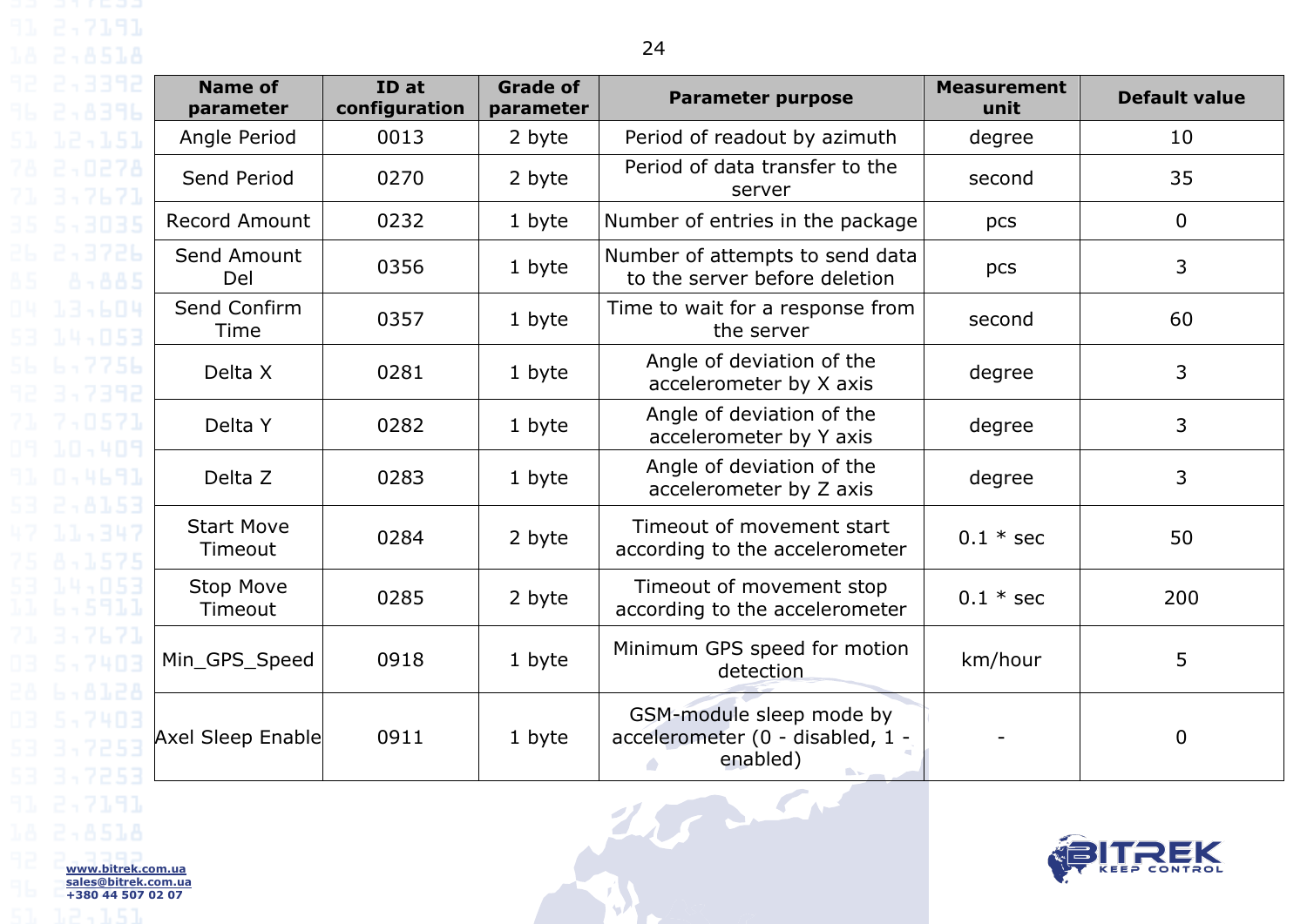| Name of parameter | ID at configuration | Grade of parameter | Parameter purpose | Measurement unit | Default value |
|---|---|---|---|---|---|
| Angle Period | 0013 | 2 byte | Period of readout by azimuth | degree | 10 |
| Send Period | 0270 | 2 byte | Period of data transfer to the server | second | 35 |
| Record Amount | 0232 | 1 byte | Number of entries in the package | pcs | 0 |
| Send Amount Del | 0356 | 1 byte | Number of attempts to send data to the server before deletion | pcs | 3 |
| Send Confirm Time | 0357 | 1 byte | Time to wait for a response from the server | second | 60 |
| Delta X | 0281 | 1 byte | Angle of deviation of the accelerometer by X axis | degree | 3 |
| Delta Y | 0282 | 1 byte | Angle of deviation of the accelerometer by Y axis | degree | 3 |
| Delta Z | 0283 | 1 byte | Angle of deviation of the accelerometer by Z axis | degree | 3 |
| Start Move Timeout | 0284 | 2 byte | Timeout of movement start according to the accelerometer | 0.1 * sec | 50 |
| Stop Move Timeout | 0285 | 2 byte | Timeout of movement stop according to the accelerometer | 0.1 * sec | 200 |
| Min_GPS_Speed | 0918 | 1 byte | Minimum GPS speed for motion detection | km/hour | 5 |
| Axel Sleep Enable | 0911 | 1 byte | GSM-module sleep mode by accelerometer (0 - disabled, 1 - enabled) | - | 0 |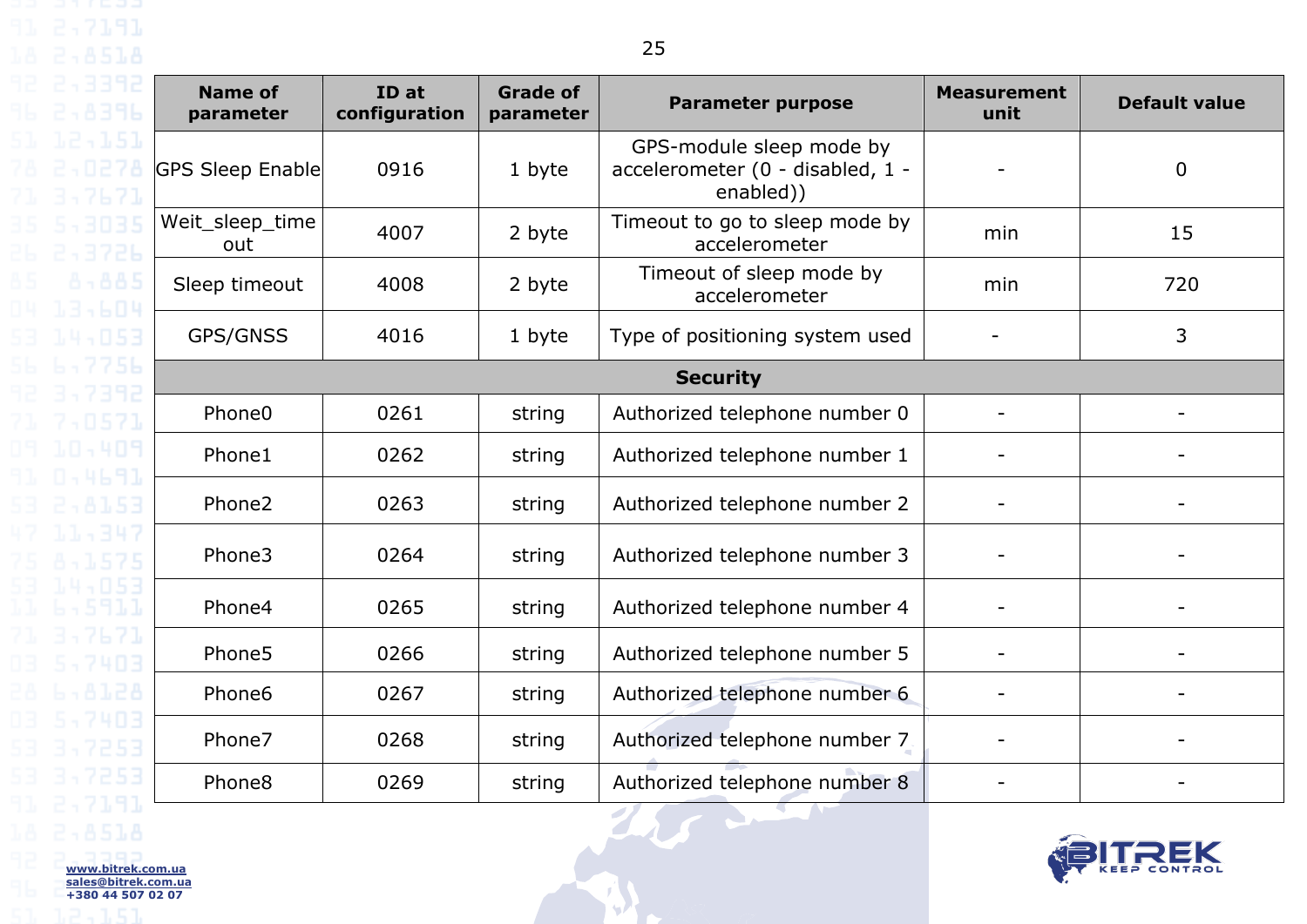| Name of parameter | ID at configuration | Grade of parameter | Parameter purpose | Measurement unit | Default value |
|---|---|---|---|---|---|
| GPS Sleep Enable | 0916 | 1 byte | GPS-module sleep mode by accelerometer (0 - disabled, 1 - enabled)) | - | 0 |
| Weit_sleep_time out | 4007 | 2 byte | Timeout to go to sleep mode by accelerometer | min | 15 |
| Sleep timeout | 4008 | 2 byte | Timeout of sleep mode by accelerometer | min | 720 |
| GPS/GNSS | 4016 | 1 byte | Type of positioning system used | - | 3 |
| **Security** | | | | | |
| Phone0 | 0261 | string | Authorized telephone number 0 | - | - |
| Phone1 | 0262 | string | Authorized telephone number 1 | - | - |
| Phone2 | 0263 | string | Authorized telephone number 2 | - | - |
| Phone3 | 0264 | string | Authorized telephone number 3 | - | - |
| Phone4 | 0265 | string | Authorized telephone number 4 | - | - |
| Phone5 | 0266 | string | Authorized telephone number 5 | - | - |
| Phone6 | 0267 | string | Authorized telephone number 6 | - | - |
| Phone7 | 0268 | string | Authorized telephone number 7 | - | - |
| Phone8 | 0269 | string | Authorized telephone number 8 | - | - |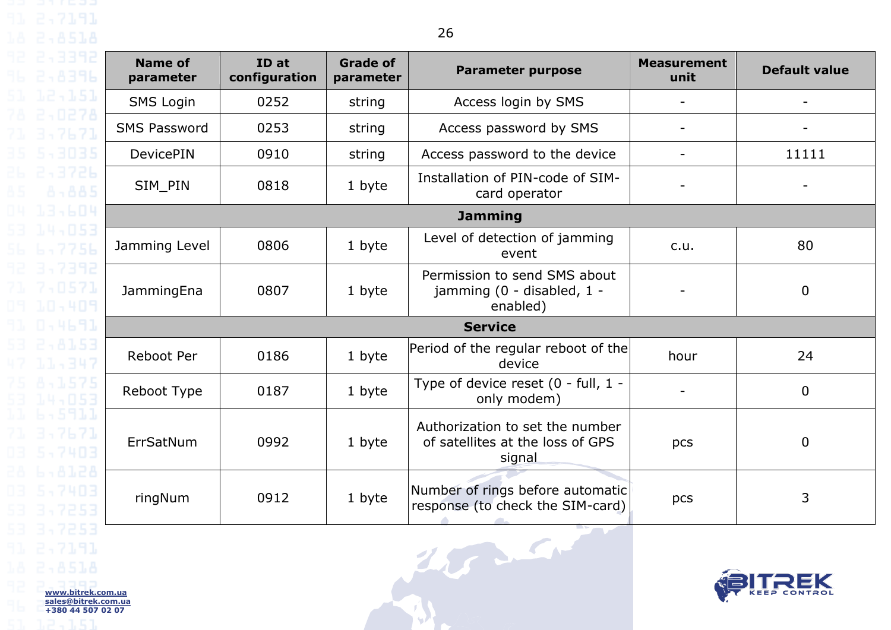| Name of parameter | ID at configuration | Grade of parameter | Parameter purpose | Measurement unit | Default value |
|---|---|---|---|---|---|
| SMS Login | 0252 | string | Access login by SMS | - | - |
| SMS Password | 0253 | string | Access password by SMS | - | - |
| DevicePIN | 0910 | string | Access password to the device | - | 11111 |
| SIM_PIN | 0818 | 1 byte | Installation of PIN-code of SIM-card operator | - | - |
| **Jamming** | | | | | |
| Jamming Level | 0806 | 1 byte | Level of detection of jamming event | c.u. | 80 |
| JammingEna | 0807 | 1 byte | Permission to send SMS about jamming (0 - disabled, 1 - enabled) | - | 0 |
| **Service** | | | | | |
| Reboot Per | 0186 | 1 byte | Period of the regular reboot of the device | hour | 24 |
| Reboot Type | 0187 | 1 byte | Type of device reset (0 - full, 1 - only modem) | - | 0 |
| ErrSatNum | 0992 | 1 byte | Authorization to set the number of satellites at the loss of GPS signal | pcs | 0 |
| ringNum | 0912 | 1 byte | Number of rings before automatic response (to check the SIM-card) | pcs | 3 |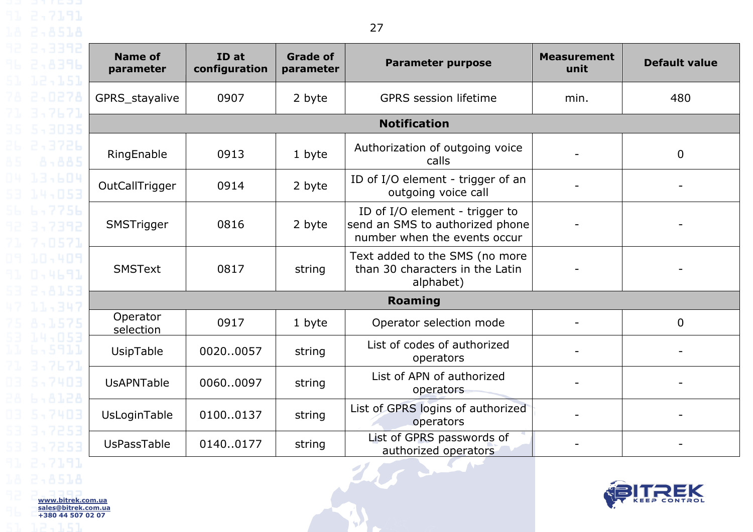| Name of parameter | ID at configuration | Grade of parameter | Parameter purpose | Measurement unit | Default value |
|---|---|---|---|---|---|
| GPRS_stayalive | 0907 | 2 byte | GPRS session lifetime | min. | 480 |
| **Notification** | | | | | |
| RingEnable | 0913 | 1 byte | Authorization of outgoing voice calls | - | 0 |
| OutCallTrigger | 0914 | 2 byte | ID of I/O element - trigger of an outgoing voice call | - | - |
| SMSTrigger | 0816 | 2 byte | ID of I/O element - trigger to send an SMS to authorized phone number when the events occur | - | - |
| SMSText | 0817 | string | Text added to the SMS (no more than 30 characters in the Latin alphabet) | - | - |
| **Roaming** | | | | | |
| Operator selection | 0917 | 1 byte | Operator selection mode | - | 0 |
| UsipTable | 0020..0057 | string | List of codes of authorized operators | - | - |
| UsAPNTable | 0060..0097 | string | List of APN of authorized operators | - | - |
| UsLoginTable | 0100..0137 | string | List of GPRS logins of authorized operators | - | - |
| UsPassTable | 0140..0177 | string | List of GPRS passwords of authorized operators | - | - |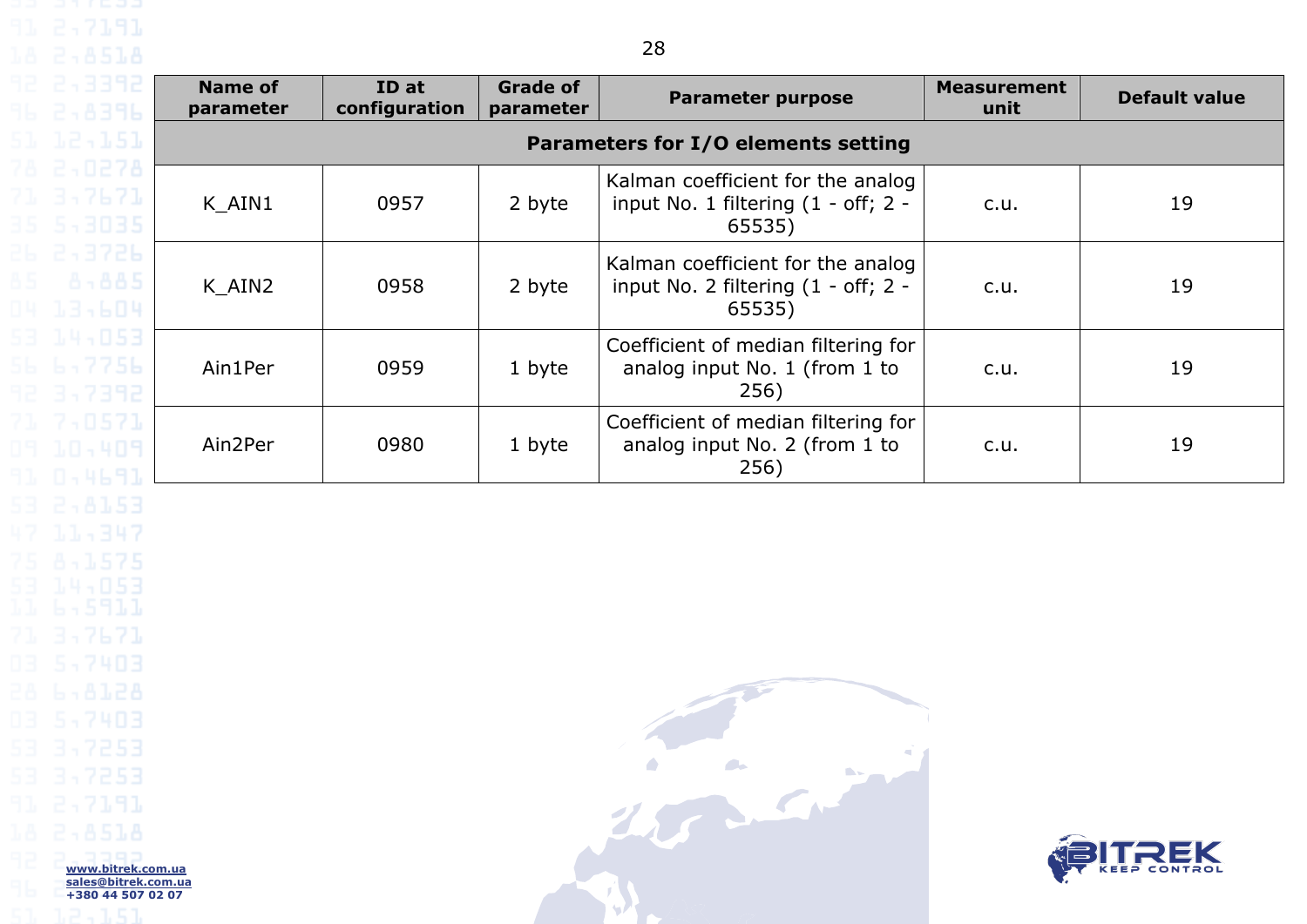| Name of parameter | ID at configuration | Grade of parameter | Parameter purpose | Measurement unit | Default value |
|---|---|---|---|---|---|
| **Parameters for I/O elements setting** | | | | | |
| K_AIN1 | 0957 | 2 byte | Kalman coefficient for the analog input No. 1 filtering (1 - off; 2 - 65535) | c.u. | 19 |
| K_AIN2 | 0958 | 2 byte | Kalman coefficient for the analog input No. 2 filtering (1 - off; 2 - 65535) | c.u. | 19 |
| Ain1Per | 0959 | 1 byte | Coefficient of median filtering for analog input No. 1 (from 1 to 256) | c.u. | 19 |
| Ain2Per | 0980 | 1 byte | Coefficient of median filtering for analog input No. 2 (from 1 to 256) | c.u. | 19 |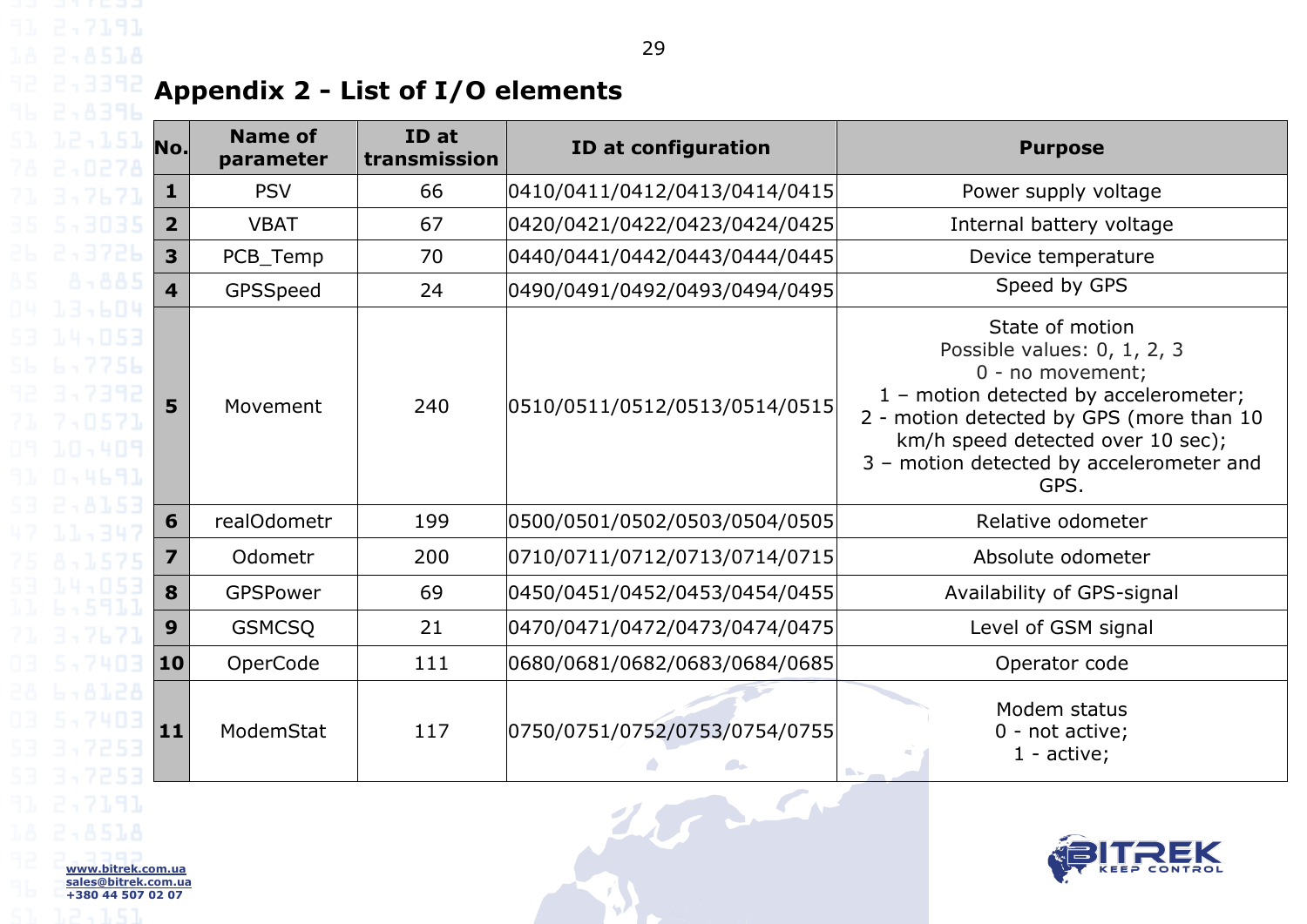## Appendix 2 - List of I/O elements

| No. | Name of parameter | ID at transmission | ID at configuration | Purpose |
|---|---|---|---|---|
| 1 | PSV | 66 | 0410/0411/0412/0413/0414/0415 | Power supply voltage |
| 2 | VBAT | 67 | 0420/0421/0422/0423/0424/0425 | Internal battery voltage |
| 3 | PCB_Temp | 70 | 0440/0441/0442/0443/0444/0445 | Device temperature |
| 4 | GPSSpeed | 24 | 0490/0491/0492/0493/0494/0495 | Speed by GPS |
| 5 | Movement | 240 | 0510/0511/0512/0513/0514/0515 | State of motion<br>Possible values: 0, 1, 2, 3<br>0 - no movement;<br>1 – motion detected by accelerometer;<br>2 - motion detected by GPS (more than 10 km/h speed detected over 10 sec);<br>3 – motion detected by accelerometer and GPS. |
| 6 | realOdometr | 199 | 0500/0501/0502/0503/0504/0505 | Relative odometer |
| 7 | Odometr | 200 | 0710/0711/0712/0713/0714/0715 | Absolute odometer |
| 8 | GPSPower | 69 | 0450/0451/0452/0453/0454/0455 | Availability of GPS-signal |
| 9 | GSMCSQ | 21 | 0470/0471/0472/0473/0474/0475 | Level of GSM signal |
| 10 | OperCode | 111 | 0680/0681/0682/0683/0684/0685 | Operator code |
| 11 | ModemStat | 117 | 0750/0751/0752/0753/0754/0755 | Modem status<br>0 - not active;<br>1 - active; |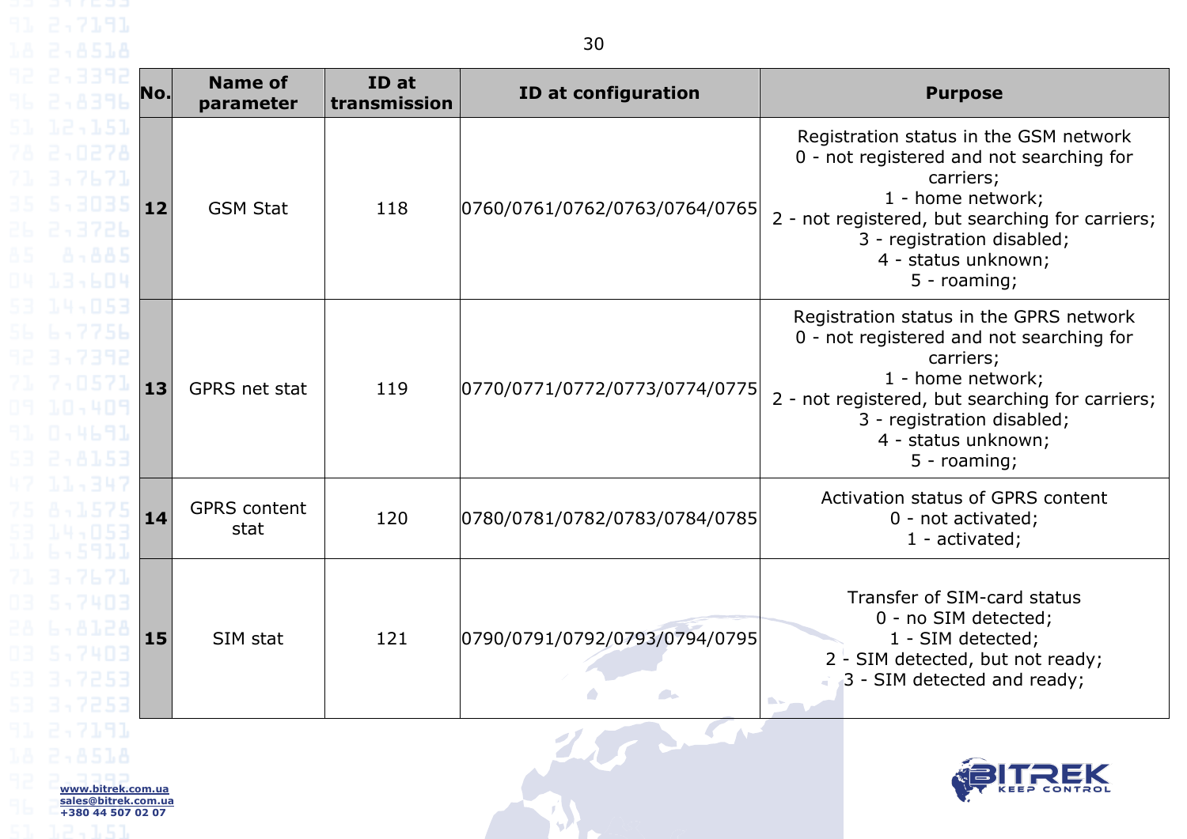| No. | Name of parameter | ID at transmission | ID at configuration | Purpose |
|---|---|---|---|---|
| **12** | GSM Stat | 118 | 0760/0761/0762/0763/0764/0765 | Registration status in the GSM network<br>0 - not registered and not searching for carriers;<br>1 - home network;<br>2 - not registered, but searching for carriers;<br>3 - registration disabled;<br>4 - status unknown;<br>5 - roaming; |
| **13** | GPRS net stat | 119 | 0770/0771/0772/0773/0774/0775 | Registration status in the GPRS network<br>0 - not registered and not searching for carriers;<br>1 - home network;<br>2 - not registered, but searching for carriers;<br>3 - registration disabled;<br>4 - status unknown;<br>5 - roaming; |
| **14** | GPRS content stat | 120 | 0780/0781/0782/0783/0784/0785 | Activation status of GPRS content<br>0 - not activated;<br>1 - activated; |
| **15** | SIM stat | 121 | 0790/0791/0792/0793/0794/0795 | Transfer of SIM-card status<br>0 - no SIM detected;<br>1 - SIM detected;<br>2 - SIM detected, but not ready;<br>3 - SIM detected and ready; |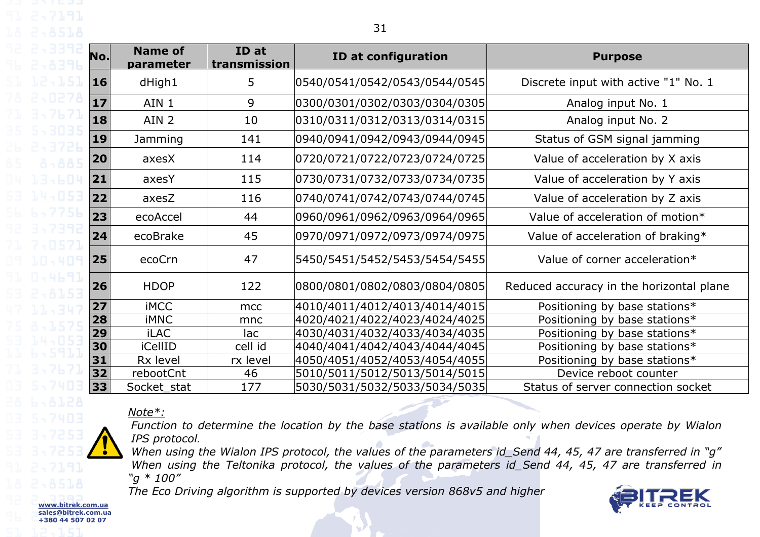| No. | Name of parameter | ID at transmission | ID at configuration | Purpose |
|---|---|---|---|---|
| 16 | dHigh1 | 5 | 0540/0541/0542/0543/0544/0545 | Discrete input with active "1" No. 1 |
| 17 | AIN 1 | 9 | 0300/0301/0302/0303/0304/0305 | Analog input No. 1 |
| 18 | AIN 2 | 10 | 0310/0311/0312/0313/0314/0315 | Analog input No. 2 |
| 19 | Jamming | 141 | 0940/0941/0942/0943/0944/0945 | Status of GSM signal jamming |
| 20 | axesX | 114 | 0720/0721/0722/0723/0724/0725 | Value of acceleration by X axis |
| 21 | axesY | 115 | 0730/0731/0732/0733/0734/0735 | Value of acceleration by Y axis |
| 22 | axesZ | 116 | 0740/0741/0742/0743/0744/0745 | Value of acceleration by Z axis |
| 23 | ecoAccel | 44 | 0960/0961/0962/0963/0964/0965 | Value of acceleration of motion* |
| 24 | ecoBrake | 45 | 0970/0971/0972/0973/0974/0975 | Value of acceleration of braking* |
| 25 | ecoCrn | 47 | 5450/5451/5452/5453/5454/5455 | Value of corner acceleration* |
| 26 | HDOP | 122 | 0800/0801/0802/0803/0804/0805 | Reduced accuracy in the horizontal plane |
| 27 | iMCC | mcc | 4010/4011/4012/4013/4014/4015 | Positioning by base stations* |
| 28 | iMNC | mnc | 4020/4021/4022/4023/4024/4025 | Positioning by base stations* |
| 29 | iLAC | lac | 4030/4031/4032/4033/4034/4035 | Positioning by base stations* |
| 30 | iCellID | cell id | 4040/4041/4042/4043/4044/4045 | Positioning by base stations* |
| 31 | Rx level | rx level | 4050/4051/4052/4053/4054/4055 | Positioning by base stations* |
| 32 | rebootCnt | 46 | 5010/5011/5012/5013/5014/5015 | Device reboot counter |
| 33 | Socket_stat | 177 | 5030/5031/5032/5033/5034/5035 | Status of server connection socket |

*Note*:*

*Function to determine the location by the base stations is available only when devices operate by Wialon IPS protocol.*
*When using the Wialon IPS protocol, the values of the parameters id_Send 44, 45, 47 are transferred in "g"*
*When using the Teltonika protocol, the values of the parameters id_Send 44, 45, 47 are transferred in "g * 100"*
*The Eco Driving algorithm is supported by devices version 868v5 and higher*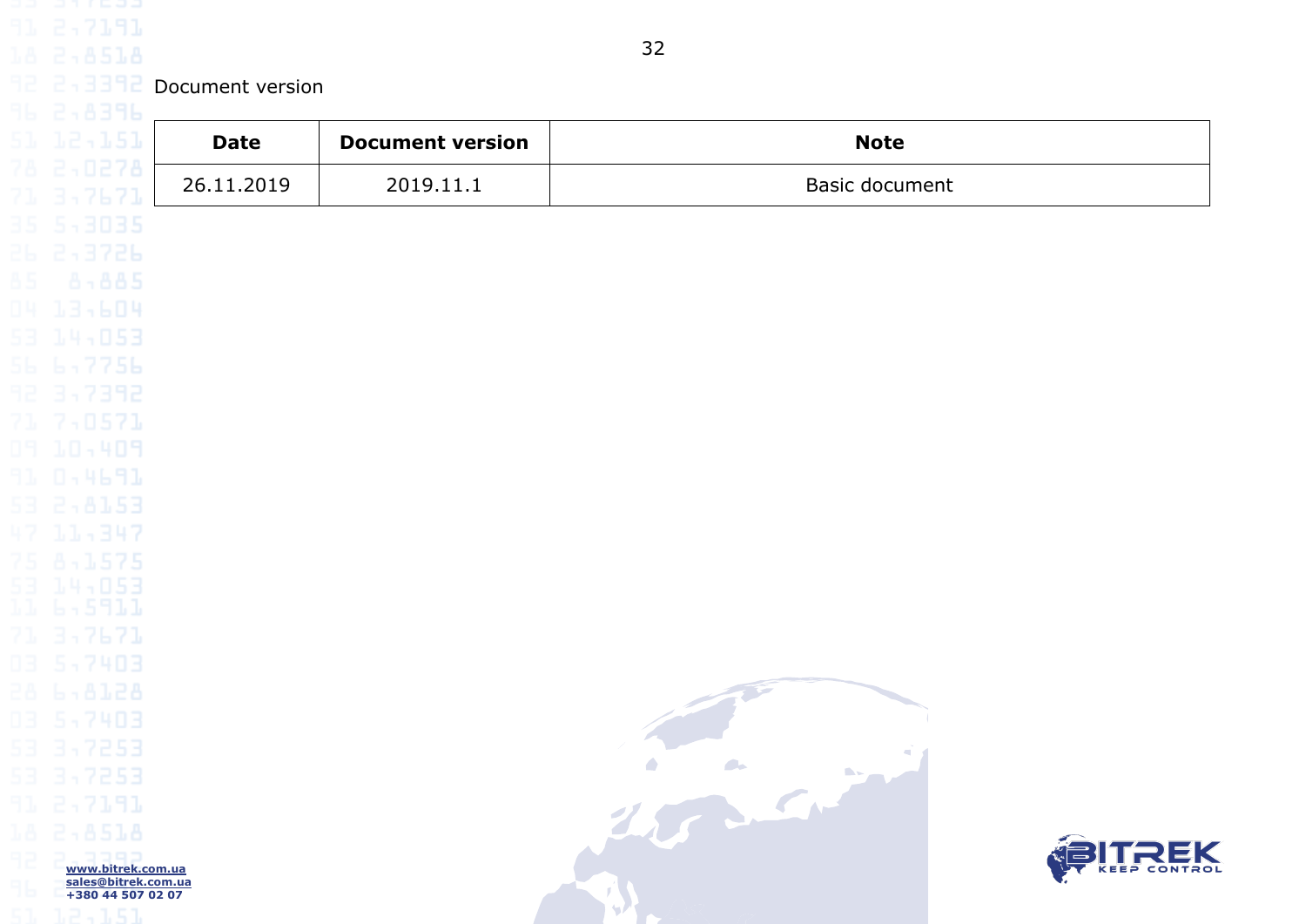Document version

| Date | Document version | Note |
| --- | --- | --- |
| 26.11.2019 | 2019.11.1 | Basic document |